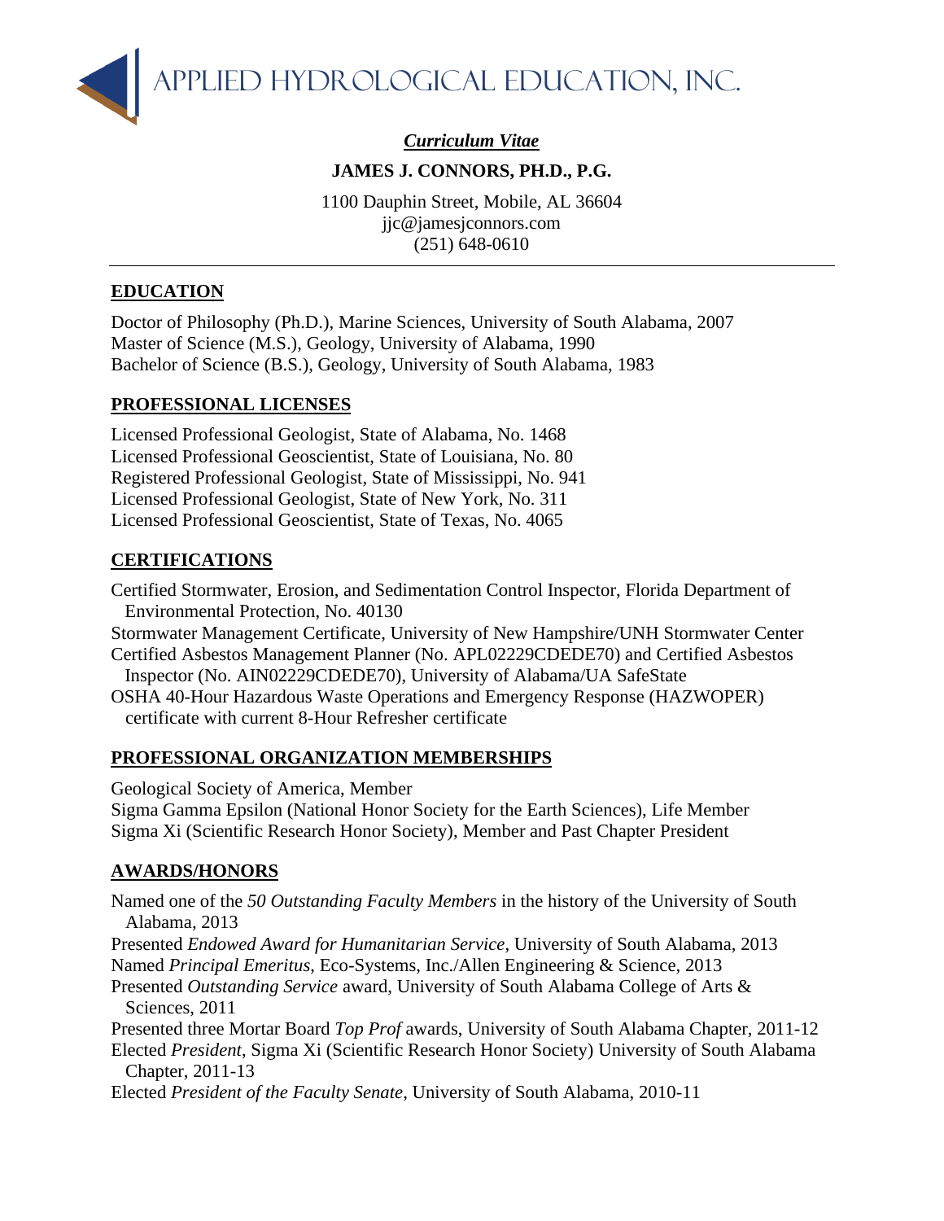APPLIED HYDROLOGICAL EDUCATION, INC.

***Curriculum Vitae***

**JAMES J. CONNORS, PH.D., P.G.**

1100 Dauphin Street, Mobile, AL 36604
jjc@jamesjconnors.com
(251) 648-0610

---

## EDUCATION

Doctor of Philosophy (Ph.D.), Marine Sciences, University of South Alabama, 2007
Master of Science (M.S.), Geology, University of Alabama, 1990
Bachelor of Science (B.S.), Geology, University of South Alabama, 1983

## PROFESSIONAL LICENSES

Licensed Professional Geologist, State of Alabama, No. 1468
Licensed Professional Geoscientist, State of Louisiana, No. 80
Registered Professional Geologist, State of Mississippi, No. 941
Licensed Professional Geologist, State of New York, No. 311
Licensed Professional Geoscientist, State of Texas, No. 4065

## CERTIFICATIONS

Certified Stormwater, Erosion, and Sedimentation Control Inspector, Florida Department of Environmental Protection, No. 40130
Stormwater Management Certificate, University of New Hampshire/UNH Stormwater Center
Certified Asbestos Management Planner (No. APL02229CDEDE70) and Certified Asbestos Inspector (No. AIN02229CDEDE70), University of Alabama/UA SafeState
OSHA 40-Hour Hazardous Waste Operations and Emergency Response (HAZWOPER) certificate with current 8-Hour Refresher certificate

## PROFESSIONAL ORGANIZATION MEMBERSHIPS

Geological Society of America, Member
Sigma Gamma Epsilon (National Honor Society for the Earth Sciences), Life Member
Sigma Xi (Scientific Research Honor Society), Member and Past Chapter President

## AWARDS/HONORS

Named one of the *50 Outstanding Faculty Members* in the history of the University of South Alabama, 2013
Presented *Endowed Award for Humanitarian Service*, University of South Alabama, 2013
Named *Principal Emeritus*, Eco-Systems, Inc./Allen Engineering & Science, 2013
Presented *Outstanding Service* award, University of South Alabama College of Arts & Sciences, 2011
Presented three Mortar Board *Top Prof* awards, University of South Alabama Chapter, 2011-12
Elected *President*, Sigma Xi (Scientific Research Honor Society) University of South Alabama Chapter, 2011-13
Elected *President of the Faculty Senate*, University of South Alabama, 2010-11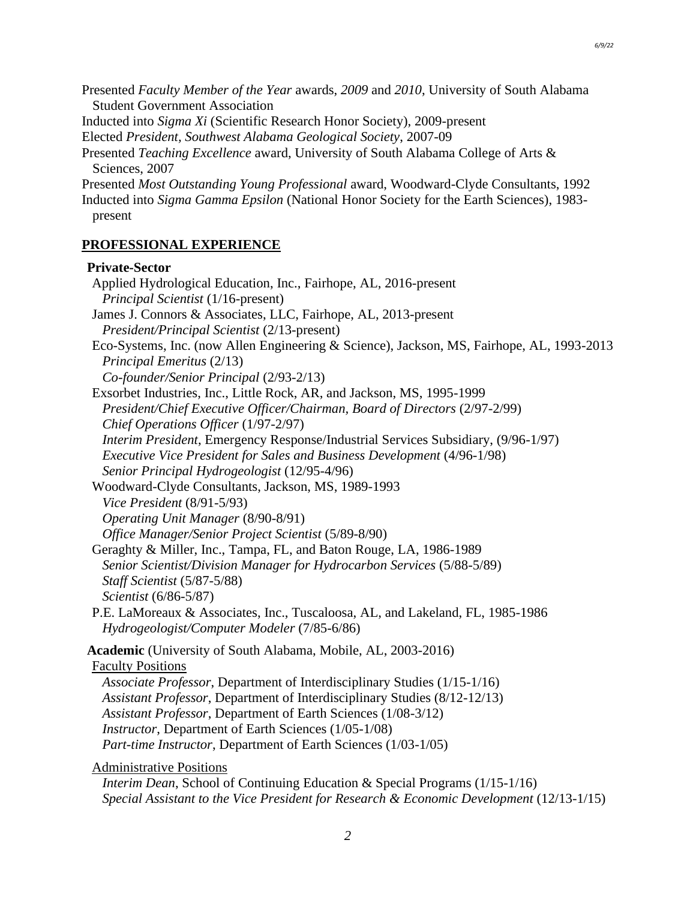Presented *Faculty Member of the Year* awards, *2009* and *2010*, University of South Alabama Student Government Association

Inducted into *Sigma Xi* (Scientific Research Honor Society), 2009-present

Elected *President, Southwest Alabama Geological Society*, 2007-09

Presented *Teaching Excellence* award, University of South Alabama College of Arts & Sciences, 2007

Presented *Most Outstanding Young Professional* award, Woodward-Clyde Consultants, 1992

Inducted into *Sigma Gamma Epsilon* (National Honor Society for the Earth Sciences), 1983-present

## PROFESSIONAL EXPERIENCE

**Private-Sector**

Applied Hydrological Education, Inc., Fairhope, AL, 2016-present
*Principal Scientist* (1/16-present)

James J. Connors & Associates, LLC, Fairhope, AL, 2013-present
*President/Principal Scientist* (2/13-present)

Eco-Systems, Inc. (now Allen Engineering & Science), Jackson, MS, Fairhope, AL, 1993-2013
*Principal Emeritus* (2/13)
*Co-founder/Senior Principal* (2/93-2/13)

Exsorbet Industries, Inc., Little Rock, AR, and Jackson, MS, 1995-1999
*President/Chief Executive Officer/Chairman, Board of Directors* (2/97-2/99)
*Chief Operations Officer* (1/97-2/97)
*Interim President*, Emergency Response/Industrial Services Subsidiary, (9/96-1/97)
*Executive Vice President for Sales and Business Development* (4/96-1/98)
*Senior Principal Hydrogeologist* (12/95-4/96)

Woodward-Clyde Consultants, Jackson, MS, 1989-1993
*Vice President* (8/91-5/93)
*Operating Unit Manager* (8/90-8/91)
*Office Manager/Senior Project Scientist* (5/89-8/90)

Geraghty & Miller, Inc., Tampa, FL, and Baton Rouge, LA, 1986-1989
*Senior Scientist/Division Manager for Hydrocarbon Services* (5/88-5/89)
*Staff Scientist* (5/87-5/88)
*Scientist* (6/86-5/87)

P.E. LaMoreaux & Associates, Inc., Tuscaloosa, AL, and Lakeland, FL, 1985-1986
*Hydrogeologist/Computer Modeler* (7/85-6/86)

**Academic** (University of South Alabama, Mobile, AL, 2003-2016)

Faculty Positions

*Associate Professor*, Department of Interdisciplinary Studies (1/15-1/16)
*Assistant Professor*, Department of Interdisciplinary Studies (8/12-12/13)
*Assistant Professor*, Department of Earth Sciences (1/08-3/12)
*Instructor*, Department of Earth Sciences (1/05-1/08)
*Part-time Instructor*, Department of Earth Sciences (1/03-1/05)

Administrative Positions

*Interim Dean*, School of Continuing Education & Special Programs (1/15-1/16)
*Special Assistant to the Vice President for Research & Economic Development* (12/13-1/15)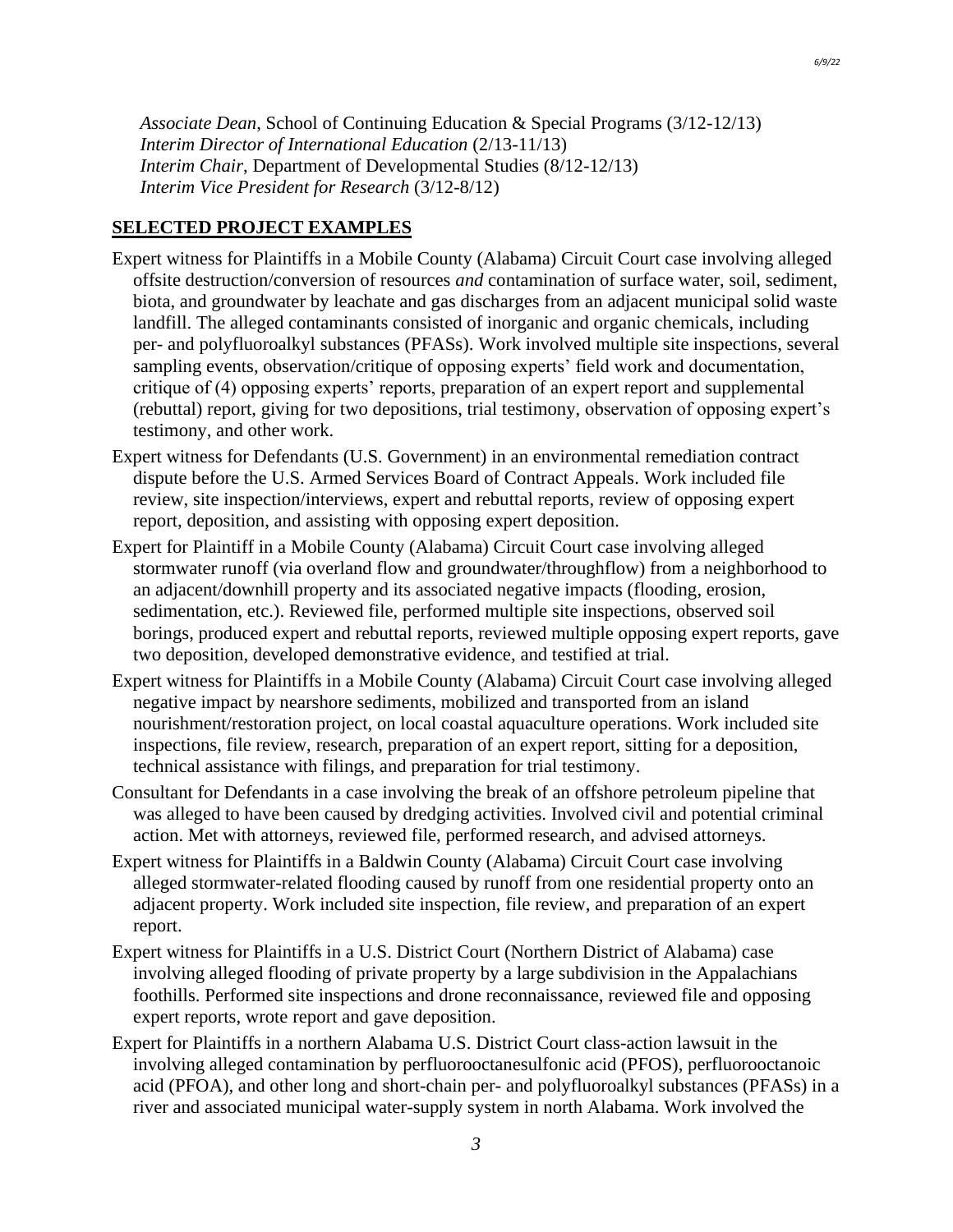*Associate Dean*, School of Continuing Education & Special Programs (3/12-12/13)
*Interim Director of International Education* (2/13-11/13)
*Interim Chair*, Department of Developmental Studies (8/12-12/13)
*Interim Vice President for Research* (3/12-8/12)

## SELECTED PROJECT EXAMPLES

Expert witness for Plaintiffs in a Mobile County (Alabama) Circuit Court case involving alleged offsite destruction/conversion of resources *and* contamination of surface water, soil, sediment, biota, and groundwater by leachate and gas discharges from an adjacent municipal solid waste landfill. The alleged contaminants consisted of inorganic and organic chemicals, including per- and polyfluoroalkyl substances (PFASs). Work involved multiple site inspections, several sampling events, observation/critique of opposing experts' field work and documentation, critique of (4) opposing experts' reports, preparation of an expert report and supplemental (rebuttal) report, giving for two depositions, trial testimony, observation of opposing expert's testimony, and other work.

Expert witness for Defendants (U.S. Government) in an environmental remediation contract dispute before the U.S. Armed Services Board of Contract Appeals. Work included file review, site inspection/interviews, expert and rebuttal reports, review of opposing expert report, deposition, and assisting with opposing expert deposition.

Expert for Plaintiff in a Mobile County (Alabama) Circuit Court case involving alleged stormwater runoff (via overland flow and groundwater/throughflow) from a neighborhood to an adjacent/downhill property and its associated negative impacts (flooding, erosion, sedimentation, etc.). Reviewed file, performed multiple site inspections, observed soil borings, produced expert and rebuttal reports, reviewed multiple opposing expert reports, gave two deposition, developed demonstrative evidence, and testified at trial.

Expert witness for Plaintiffs in a Mobile County (Alabama) Circuit Court case involving alleged negative impact by nearshore sediments, mobilized and transported from an island nourishment/restoration project, on local coastal aquaculture operations. Work included site inspections, file review, research, preparation of an expert report, sitting for a deposition, technical assistance with filings, and preparation for trial testimony.

Consultant for Defendants in a case involving the break of an offshore petroleum pipeline that was alleged to have been caused by dredging activities. Involved civil and potential criminal action. Met with attorneys, reviewed file, performed research, and advised attorneys.

Expert witness for Plaintiffs in a Baldwin County (Alabama) Circuit Court case involving alleged stormwater-related flooding caused by runoff from one residential property onto an adjacent property. Work included site inspection, file review, and preparation of an expert report.

Expert witness for Plaintiffs in a U.S. District Court (Northern District of Alabama) case involving alleged flooding of private property by a large subdivision in the Appalachians foothills. Performed site inspections and drone reconnaissance, reviewed file and opposing expert reports, wrote report and gave deposition.

Expert for Plaintiffs in a northern Alabama U.S. District Court class-action lawsuit in the involving alleged contamination by perfluorooctanesulfonic acid (PFOS), perfluorooctanoic acid (PFOA), and other long and short-chain per- and polyfluoroalkyl substances (PFASs) in a river and associated municipal water-supply system in north Alabama. Work involved the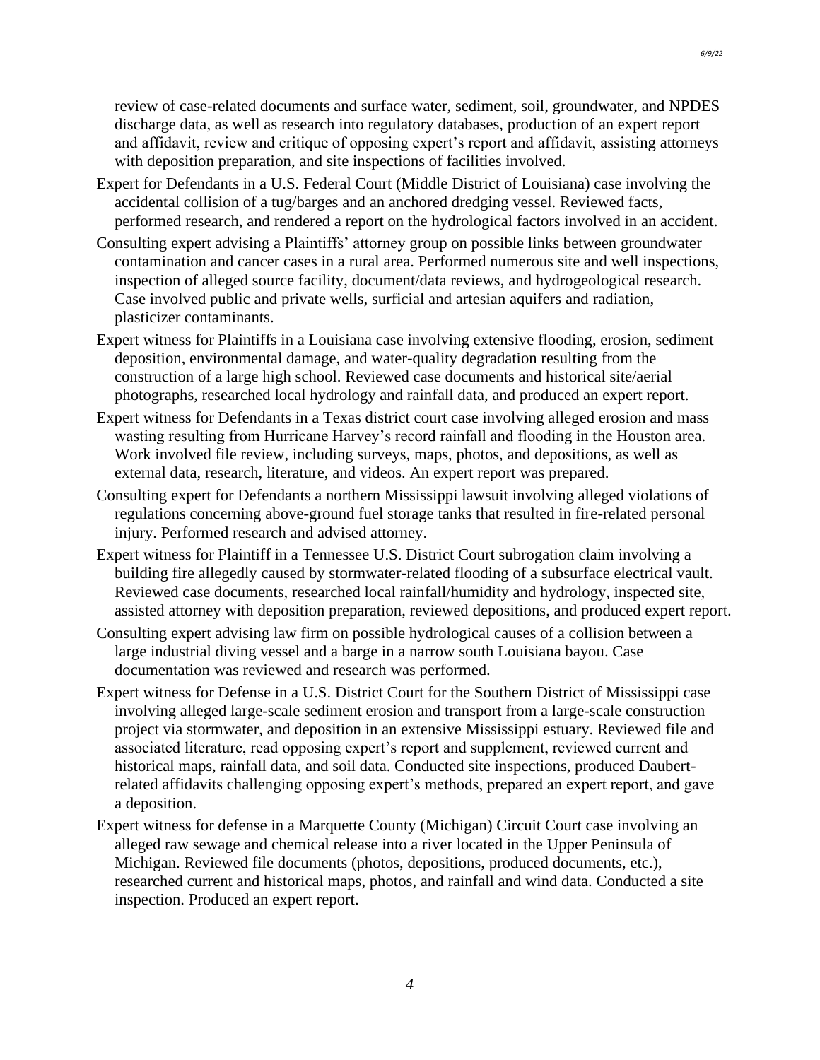review of case-related documents and surface water, sediment, soil, groundwater, and NPDES discharge data, as well as research into regulatory databases, production of an expert report and affidavit, review and critique of opposing expert's report and affidavit, assisting attorneys with deposition preparation, and site inspections of facilities involved.

Expert for Defendants in a U.S. Federal Court (Middle District of Louisiana) case involving the accidental collision of a tug/barges and an anchored dredging vessel. Reviewed facts, performed research, and rendered a report on the hydrological factors involved in an accident.

Consulting expert advising a Plaintiffs' attorney group on possible links between groundwater contamination and cancer cases in a rural area. Performed numerous site and well inspections, inspection of alleged source facility, document/data reviews, and hydrogeological research. Case involved public and private wells, surficial and artesian aquifers and radiation, plasticizer contaminants.

Expert witness for Plaintiffs in a Louisiana case involving extensive flooding, erosion, sediment deposition, environmental damage, and water-quality degradation resulting from the construction of a large high school. Reviewed case documents and historical site/aerial photographs, researched local hydrology and rainfall data, and produced an expert report.

Expert witness for Defendants in a Texas district court case involving alleged erosion and mass wasting resulting from Hurricane Harvey's record rainfall and flooding in the Houston area. Work involved file review, including surveys, maps, photos, and depositions, as well as external data, research, literature, and videos. An expert report was prepared.

Consulting expert for Defendants a northern Mississippi lawsuit involving alleged violations of regulations concerning above-ground fuel storage tanks that resulted in fire-related personal injury. Performed research and advised attorney.

Expert witness for Plaintiff in a Tennessee U.S. District Court subrogation claim involving a building fire allegedly caused by stormwater-related flooding of a subsurface electrical vault. Reviewed case documents, researched local rainfall/humidity and hydrology, inspected site, assisted attorney with deposition preparation, reviewed depositions, and produced expert report.

Consulting expert advising law firm on possible hydrological causes of a collision between a large industrial diving vessel and a barge in a narrow south Louisiana bayou. Case documentation was reviewed and research was performed.

Expert witness for Defense in a U.S. District Court for the Southern District of Mississippi case involving alleged large-scale sediment erosion and transport from a large-scale construction project via stormwater, and deposition in an extensive Mississippi estuary. Reviewed file and associated literature, read opposing expert's report and supplement, reviewed current and historical maps, rainfall data, and soil data. Conducted site inspections, produced Daubert-related affidavits challenging opposing expert's methods, prepared an expert report, and gave a deposition.

Expert witness for defense in a Marquette County (Michigan) Circuit Court case involving an alleged raw sewage and chemical release into a river located in the Upper Peninsula of Michigan. Reviewed file documents (photos, depositions, produced documents, etc.), researched current and historical maps, photos, and rainfall and wind data. Conducted a site inspection. Produced an expert report.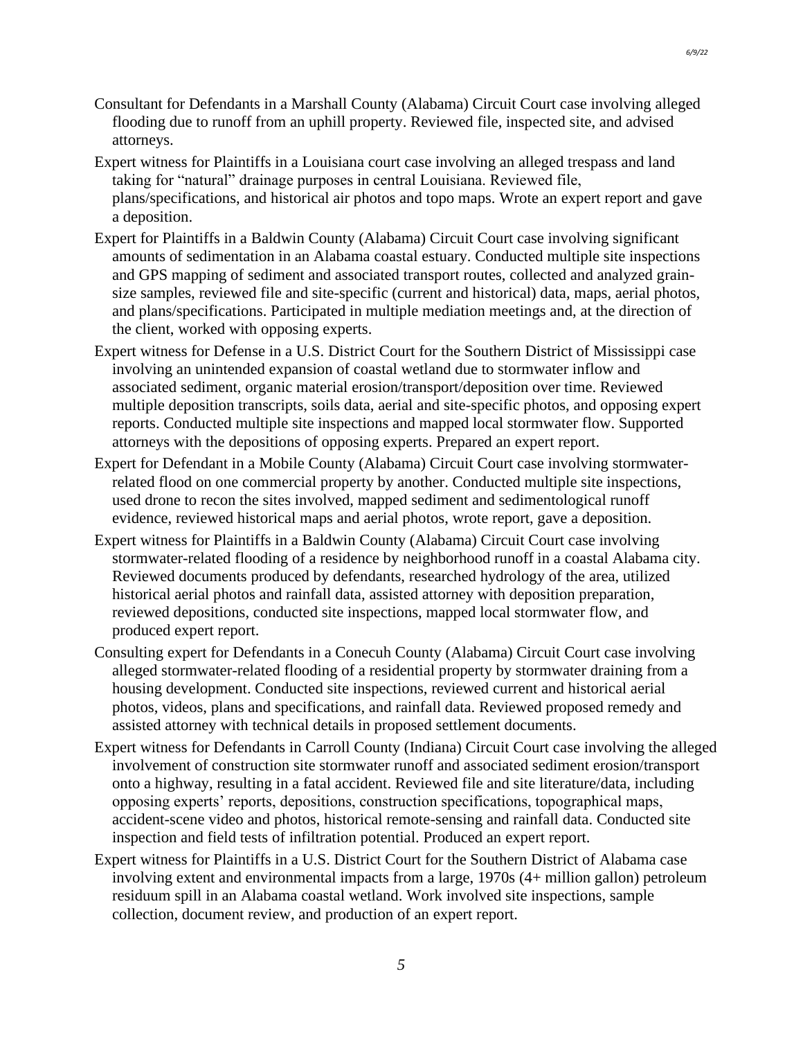Consultant for Defendants in a Marshall County (Alabama) Circuit Court case involving alleged flooding due to runoff from an uphill property. Reviewed file, inspected site, and advised attorneys.

Expert witness for Plaintiffs in a Louisiana court case involving an alleged trespass and land taking for "natural" drainage purposes in central Louisiana. Reviewed file, plans/specifications, and historical air photos and topo maps. Wrote an expert report and gave a deposition.

Expert for Plaintiffs in a Baldwin County (Alabama) Circuit Court case involving significant amounts of sedimentation in an Alabama coastal estuary. Conducted multiple site inspections and GPS mapping of sediment and associated transport routes, collected and analyzed grain-size samples, reviewed file and site-specific (current and historical) data, maps, aerial photos, and plans/specifications. Participated in multiple mediation meetings and, at the direction of the client, worked with opposing experts.

Expert witness for Defense in a U.S. District Court for the Southern District of Mississippi case involving an unintended expansion of coastal wetland due to stormwater inflow and associated sediment, organic material erosion/transport/deposition over time. Reviewed multiple deposition transcripts, soils data, aerial and site-specific photos, and opposing expert reports. Conducted multiple site inspections and mapped local stormwater flow. Supported attorneys with the depositions of opposing experts. Prepared an expert report.

Expert for Defendant in a Mobile County (Alabama) Circuit Court case involving stormwater-related flood on one commercial property by another. Conducted multiple site inspections, used drone to recon the sites involved, mapped sediment and sedimentological runoff evidence, reviewed historical maps and aerial photos, wrote report, gave a deposition.

Expert witness for Plaintiffs in a Baldwin County (Alabama) Circuit Court case involving stormwater-related flooding of a residence by neighborhood runoff in a coastal Alabama city. Reviewed documents produced by defendants, researched hydrology of the area, utilized historical aerial photos and rainfall data, assisted attorney with deposition preparation, reviewed depositions, conducted site inspections, mapped local stormwater flow, and produced expert report.

Consulting expert for Defendants in a Conecuh County (Alabama) Circuit Court case involving alleged stormwater-related flooding of a residential property by stormwater draining from a housing development. Conducted site inspections, reviewed current and historical aerial photos, videos, plans and specifications, and rainfall data. Reviewed proposed remedy and assisted attorney with technical details in proposed settlement documents.

Expert witness for Defendants in Carroll County (Indiana) Circuit Court case involving the alleged involvement of construction site stormwater runoff and associated sediment erosion/transport onto a highway, resulting in a fatal accident. Reviewed file and site literature/data, including opposing experts' reports, depositions, construction specifications, topographical maps, accident-scene video and photos, historical remote-sensing and rainfall data. Conducted site inspection and field tests of infiltration potential. Produced an expert report.

Expert witness for Plaintiffs in a U.S. District Court for the Southern District of Alabama case involving extent and environmental impacts from a large, 1970s (4+ million gallon) petroleum residuum spill in an Alabama coastal wetland. Work involved site inspections, sample collection, document review, and production of an expert report.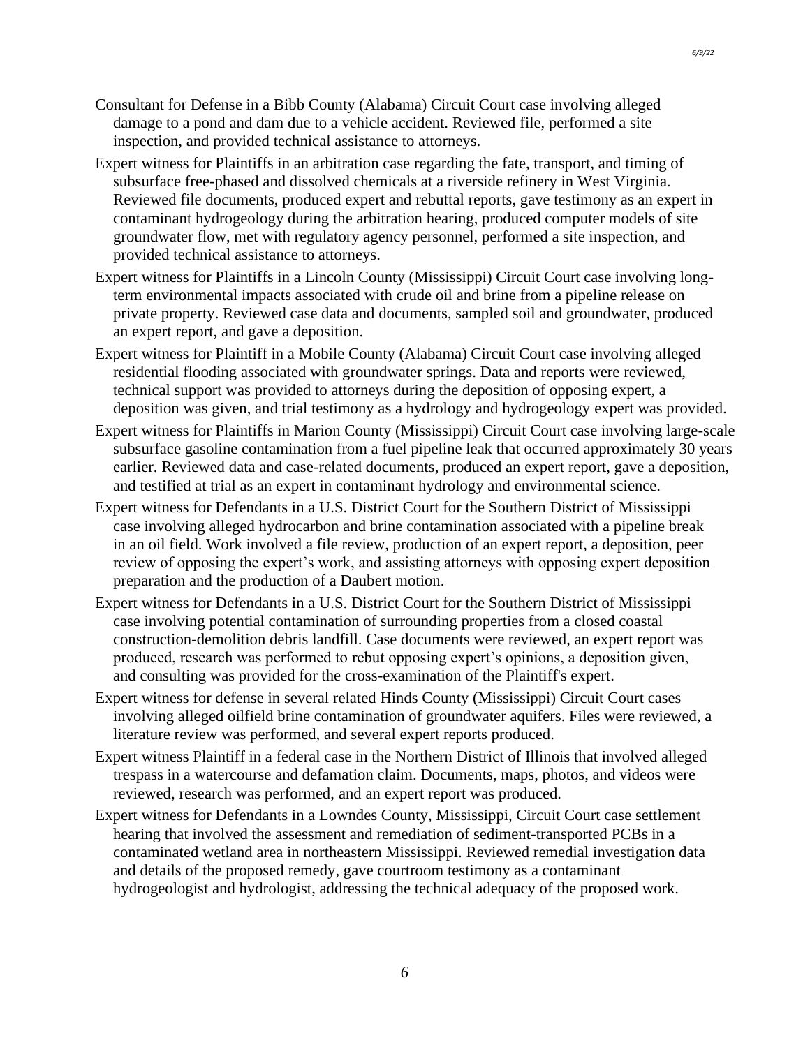Consultant for Defense in a Bibb County (Alabama) Circuit Court case involving alleged damage to a pond and dam due to a vehicle accident. Reviewed file, performed a site inspection, and provided technical assistance to attorneys.

Expert witness for Plaintiffs in an arbitration case regarding the fate, transport, and timing of subsurface free-phased and dissolved chemicals at a riverside refinery in West Virginia. Reviewed file documents, produced expert and rebuttal reports, gave testimony as an expert in contaminant hydrogeology during the arbitration hearing, produced computer models of site groundwater flow, met with regulatory agency personnel, performed a site inspection, and provided technical assistance to attorneys.

Expert witness for Plaintiffs in a Lincoln County (Mississippi) Circuit Court case involving long-term environmental impacts associated with crude oil and brine from a pipeline release on private property. Reviewed case data and documents, sampled soil and groundwater, produced an expert report, and gave a deposition.

Expert witness for Plaintiff in a Mobile County (Alabama) Circuit Court case involving alleged residential flooding associated with groundwater springs. Data and reports were reviewed, technical support was provided to attorneys during the deposition of opposing expert, a deposition was given, and trial testimony as a hydrology and hydrogeology expert was provided.

Expert witness for Plaintiffs in Marion County (Mississippi) Circuit Court case involving large-scale subsurface gasoline contamination from a fuel pipeline leak that occurred approximately 30 years earlier. Reviewed data and case-related documents, produced an expert report, gave a deposition, and testified at trial as an expert in contaminant hydrology and environmental science.

Expert witness for Defendants in a U.S. District Court for the Southern District of Mississippi case involving alleged hydrocarbon and brine contamination associated with a pipeline break in an oil field. Work involved a file review, production of an expert report, a deposition, peer review of opposing the expert's work, and assisting attorneys with opposing expert deposition preparation and the production of a Daubert motion.

Expert witness for Defendants in a U.S. District Court for the Southern District of Mississippi case involving potential contamination of surrounding properties from a closed coastal construction-demolition debris landfill. Case documents were reviewed, an expert report was produced, research was performed to rebut opposing expert's opinions, a deposition given, and consulting was provided for the cross-examination of the Plaintiff's expert.

Expert witness for defense in several related Hinds County (Mississippi) Circuit Court cases involving alleged oilfield brine contamination of groundwater aquifers. Files were reviewed, a literature review was performed, and several expert reports produced.

Expert witness Plaintiff in a federal case in the Northern District of Illinois that involved alleged trespass in a watercourse and defamation claim. Documents, maps, photos, and videos were reviewed, research was performed, and an expert report was produced.

Expert witness for Defendants in a Lowndes County, Mississippi, Circuit Court case settlement hearing that involved the assessment and remediation of sediment-transported PCBs in a contaminated wetland area in northeastern Mississippi. Reviewed remedial investigation data and details of the proposed remedy, gave courtroom testimony as a contaminant hydrogeologist and hydrologist, addressing the technical adequacy of the proposed work.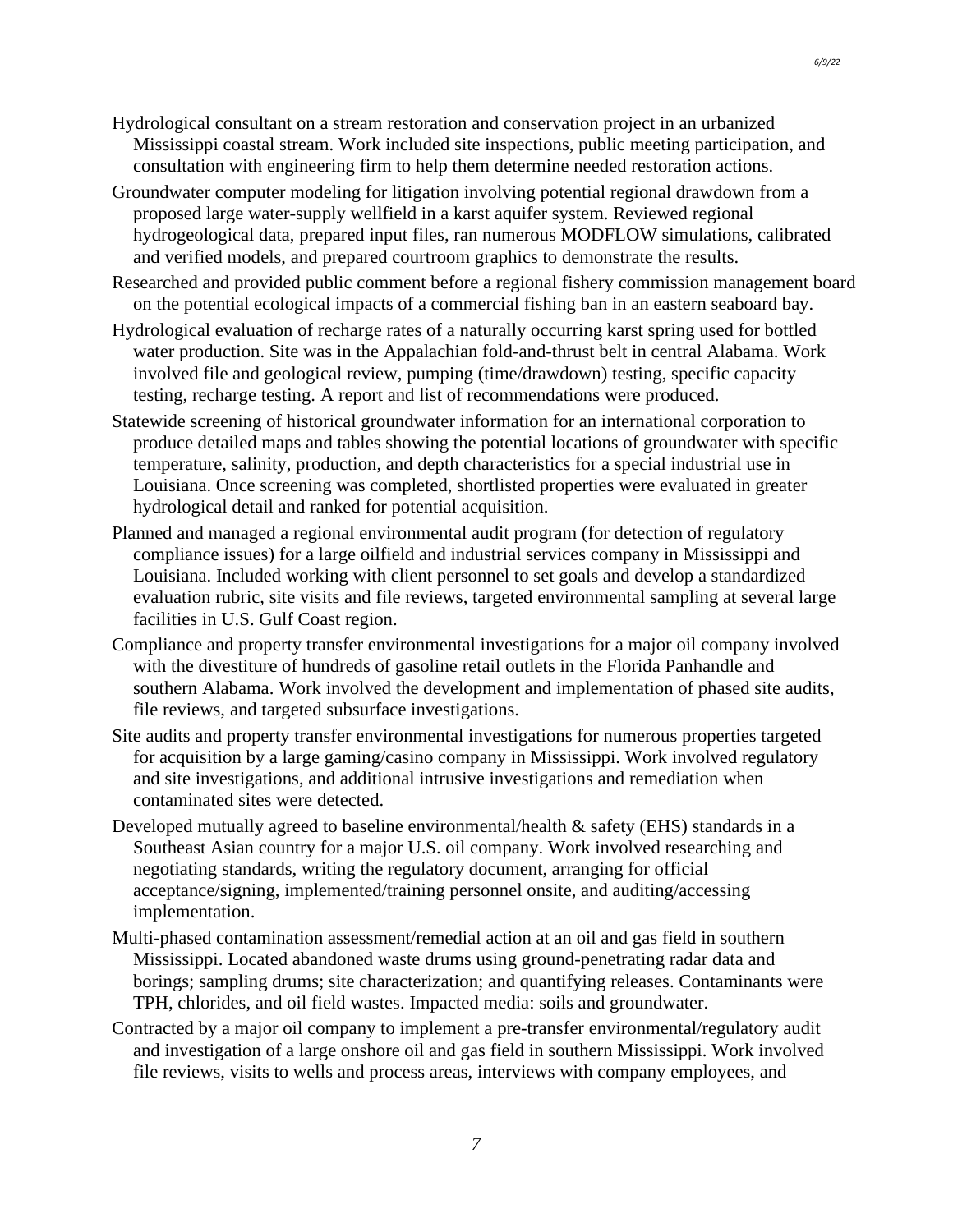Hydrological consultant on a stream restoration and conservation project in an urbanized Mississippi coastal stream. Work included site inspections, public meeting participation, and consultation with engineering firm to help them determine needed restoration actions.

Groundwater computer modeling for litigation involving potential regional drawdown from a proposed large water-supply wellfield in a karst aquifer system. Reviewed regional hydrogeological data, prepared input files, ran numerous MODFLOW simulations, calibrated and verified models, and prepared courtroom graphics to demonstrate the results.

Researched and provided public comment before a regional fishery commission management board on the potential ecological impacts of a commercial fishing ban in an eastern seaboard bay.

Hydrological evaluation of recharge rates of a naturally occurring karst spring used for bottled water production. Site was in the Appalachian fold-and-thrust belt in central Alabama. Work involved file and geological review, pumping (time/drawdown) testing, specific capacity testing, recharge testing. A report and list of recommendations were produced.

Statewide screening of historical groundwater information for an international corporation to produce detailed maps and tables showing the potential locations of groundwater with specific temperature, salinity, production, and depth characteristics for a special industrial use in Louisiana. Once screening was completed, shortlisted properties were evaluated in greater hydrological detail and ranked for potential acquisition.

Planned and managed a regional environmental audit program (for detection of regulatory compliance issues) for a large oilfield and industrial services company in Mississippi and Louisiana. Included working with client personnel to set goals and develop a standardized evaluation rubric, site visits and file reviews, targeted environmental sampling at several large facilities in U.S. Gulf Coast region.

Compliance and property transfer environmental investigations for a major oil company involved with the divestiture of hundreds of gasoline retail outlets in the Florida Panhandle and southern Alabama. Work involved the development and implementation of phased site audits, file reviews, and targeted subsurface investigations.

Site audits and property transfer environmental investigations for numerous properties targeted for acquisition by a large gaming/casino company in Mississippi. Work involved regulatory and site investigations, and additional intrusive investigations and remediation when contaminated sites were detected.

Developed mutually agreed to baseline environmental/health & safety (EHS) standards in a Southeast Asian country for a major U.S. oil company. Work involved researching and negotiating standards, writing the regulatory document, arranging for official acceptance/signing, implemented/training personnel onsite, and auditing/accessing implementation.

Multi-phased contamination assessment/remedial action at an oil and gas field in southern Mississippi. Located abandoned waste drums using ground-penetrating radar data and borings; sampling drums; site characterization; and quantifying releases. Contaminants were TPH, chlorides, and oil field wastes. Impacted media: soils and groundwater.

Contracted by a major oil company to implement a pre-transfer environmental/regulatory audit and investigation of a large onshore oil and gas field in southern Mississippi. Work involved file reviews, visits to wells and process areas, interviews with company employees, and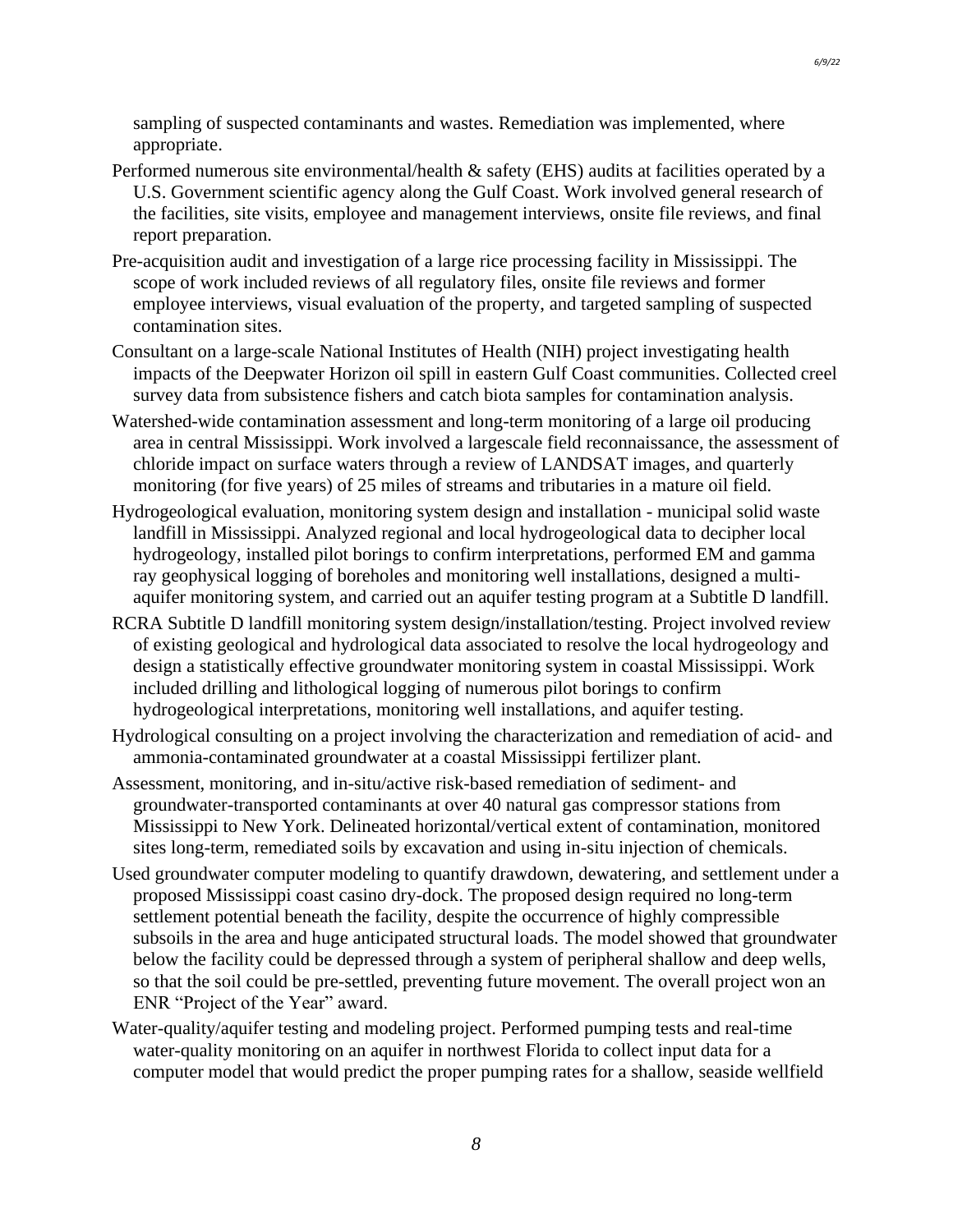sampling of suspected contaminants and wastes. Remediation was implemented, where appropriate.

Performed numerous site environmental/health & safety (EHS) audits at facilities operated by a U.S. Government scientific agency along the Gulf Coast. Work involved general research of the facilities, site visits, employee and management interviews, onsite file reviews, and final report preparation.

Pre-acquisition audit and investigation of a large rice processing facility in Mississippi. The scope of work included reviews of all regulatory files, onsite file reviews and former employee interviews, visual evaluation of the property, and targeted sampling of suspected contamination sites.

Consultant on a large-scale National Institutes of Health (NIH) project investigating health impacts of the Deepwater Horizon oil spill in eastern Gulf Coast communities. Collected creel survey data from subsistence fishers and catch biota samples for contamination analysis.

Watershed-wide contamination assessment and long-term monitoring of a large oil producing area in central Mississippi. Work involved a largescale field reconnaissance, the assessment of chloride impact on surface waters through a review of LANDSAT images, and quarterly monitoring (for five years) of 25 miles of streams and tributaries in a mature oil field.

Hydrogeological evaluation, monitoring system design and installation - municipal solid waste landfill in Mississippi. Analyzed regional and local hydrogeological data to decipher local hydrogeology, installed pilot borings to confirm interpretations, performed EM and gamma ray geophysical logging of boreholes and monitoring well installations, designed a multi-aquifer monitoring system, and carried out an aquifer testing program at a Subtitle D landfill.

RCRA Subtitle D landfill monitoring system design/installation/testing. Project involved review of existing geological and hydrological data associated to resolve the local hydrogeology and design a statistically effective groundwater monitoring system in coastal Mississippi. Work included drilling and lithological logging of numerous pilot borings to confirm hydrogeological interpretations, monitoring well installations, and aquifer testing.

Hydrological consulting on a project involving the characterization and remediation of acid- and ammonia-contaminated groundwater at a coastal Mississippi fertilizer plant.

Assessment, monitoring, and in-situ/active risk-based remediation of sediment- and groundwater-transported contaminants at over 40 natural gas compressor stations from Mississippi to New York. Delineated horizontal/vertical extent of contamination, monitored sites long-term, remediated soils by excavation and using in-situ injection of chemicals.

Used groundwater computer modeling to quantify drawdown, dewatering, and settlement under a proposed Mississippi coast casino dry-dock. The proposed design required no long-term settlement potential beneath the facility, despite the occurrence of highly compressible subsoils in the area and huge anticipated structural loads. The model showed that groundwater below the facility could be depressed through a system of peripheral shallow and deep wells, so that the soil could be pre-settled, preventing future movement. The overall project won an ENR "Project of the Year" award.

Water-quality/aquifer testing and modeling project. Performed pumping tests and real-time water-quality monitoring on an aquifer in northwest Florida to collect input data for a computer model that would predict the proper pumping rates for a shallow, seaside wellfield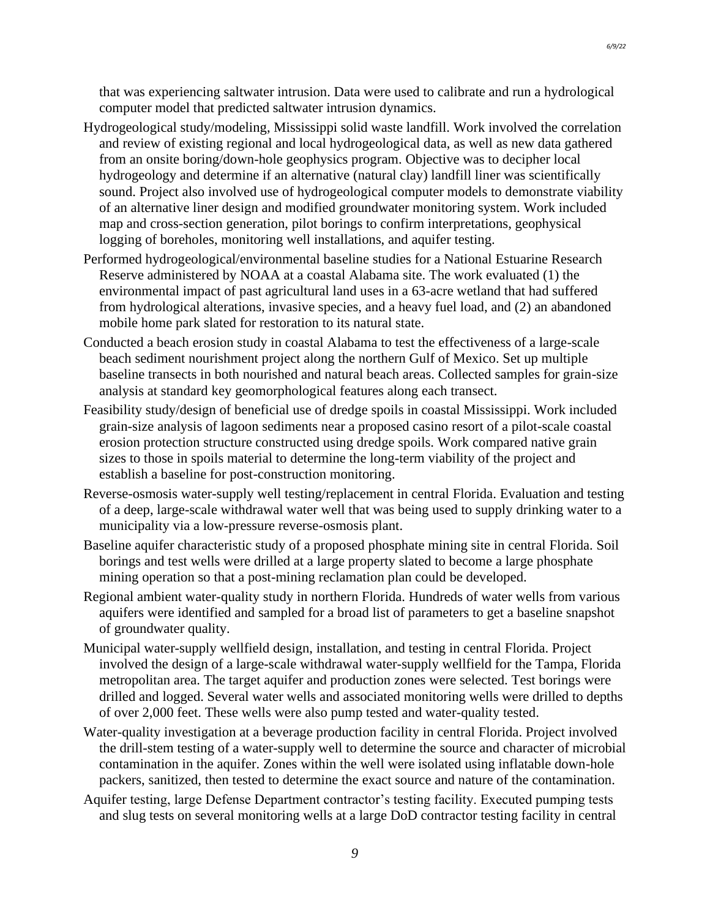that was experiencing saltwater intrusion. Data were used to calibrate and run a hydrological computer model that predicted saltwater intrusion dynamics.

Hydrogeological study/modeling, Mississippi solid waste landfill. Work involved the correlation and review of existing regional and local hydrogeological data, as well as new data gathered from an onsite boring/down-hole geophysics program. Objective was to decipher local hydrogeology and determine if an alternative (natural clay) landfill liner was scientifically sound. Project also involved use of hydrogeological computer models to demonstrate viability of an alternative liner design and modified groundwater monitoring system. Work included map and cross-section generation, pilot borings to confirm interpretations, geophysical logging of boreholes, monitoring well installations, and aquifer testing.

Performed hydrogeological/environmental baseline studies for a National Estuarine Research Reserve administered by NOAA at a coastal Alabama site. The work evaluated (1) the environmental impact of past agricultural land uses in a 63-acre wetland that had suffered from hydrological alterations, invasive species, and a heavy fuel load, and (2) an abandoned mobile home park slated for restoration to its natural state.

Conducted a beach erosion study in coastal Alabama to test the effectiveness of a large-scale beach sediment nourishment project along the northern Gulf of Mexico. Set up multiple baseline transects in both nourished and natural beach areas. Collected samples for grain-size analysis at standard key geomorphological features along each transect.

Feasibility study/design of beneficial use of dredge spoils in coastal Mississippi. Work included grain-size analysis of lagoon sediments near a proposed casino resort of a pilot-scale coastal erosion protection structure constructed using dredge spoils. Work compared native grain sizes to those in spoils material to determine the long-term viability of the project and establish a baseline for post-construction monitoring.

Reverse-osmosis water-supply well testing/replacement in central Florida. Evaluation and testing of a deep, large-scale withdrawal water well that was being used to supply drinking water to a municipality via a low-pressure reverse-osmosis plant.

Baseline aquifer characteristic study of a proposed phosphate mining site in central Florida. Soil borings and test wells were drilled at a large property slated to become a large phosphate mining operation so that a post-mining reclamation plan could be developed.

Regional ambient water-quality study in northern Florida. Hundreds of water wells from various aquifers were identified and sampled for a broad list of parameters to get a baseline snapshot of groundwater quality.

Municipal water-supply wellfield design, installation, and testing in central Florida. Project involved the design of a large-scale withdrawal water-supply wellfield for the Tampa, Florida metropolitan area. The target aquifer and production zones were selected. Test borings were drilled and logged. Several water wells and associated monitoring wells were drilled to depths of over 2,000 feet. These wells were also pump tested and water-quality tested.

Water-quality investigation at a beverage production facility in central Florida. Project involved the drill-stem testing of a water-supply well to determine the source and character of microbial contamination in the aquifer. Zones within the well were isolated using inflatable down-hole packers, sanitized, then tested to determine the exact source and nature of the contamination.

Aquifer testing, large Defense Department contractor's testing facility. Executed pumping tests and slug tests on several monitoring wells at a large DoD contractor testing facility in central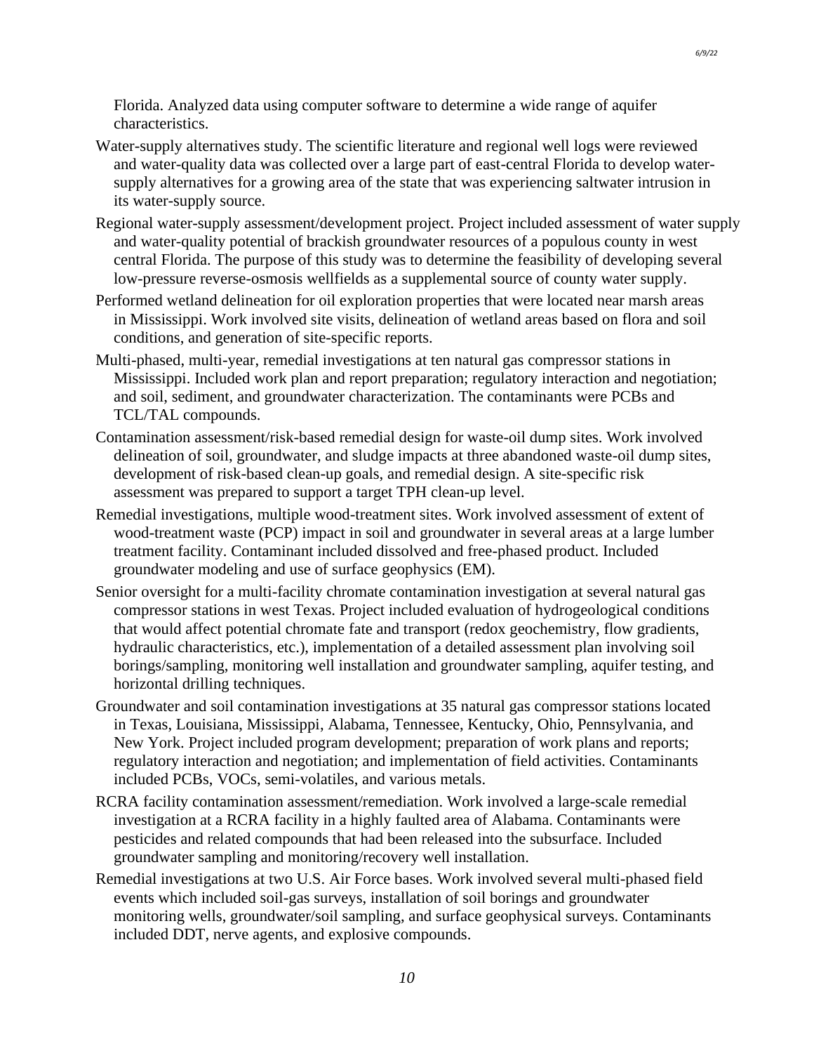Florida. Analyzed data using computer software to determine a wide range of aquifer characteristics.

Water-supply alternatives study. The scientific literature and regional well logs were reviewed and water-quality data was collected over a large part of east-central Florida to develop water-supply alternatives for a growing area of the state that was experiencing saltwater intrusion in its water-supply source.

Regional water-supply assessment/development project. Project included assessment of water supply and water-quality potential of brackish groundwater resources of a populous county in west central Florida. The purpose of this study was to determine the feasibility of developing several low-pressure reverse-osmosis wellfields as a supplemental source of county water supply.

Performed wetland delineation for oil exploration properties that were located near marsh areas in Mississippi. Work involved site visits, delineation of wetland areas based on flora and soil conditions, and generation of site-specific reports.

Multi-phased, multi-year, remedial investigations at ten natural gas compressor stations in Mississippi. Included work plan and report preparation; regulatory interaction and negotiation; and soil, sediment, and groundwater characterization. The contaminants were PCBs and TCL/TAL compounds.

Contamination assessment/risk-based remedial design for waste-oil dump sites. Work involved delineation of soil, groundwater, and sludge impacts at three abandoned waste-oil dump sites, development of risk-based clean-up goals, and remedial design. A site-specific risk assessment was prepared to support a target TPH clean-up level.

Remedial investigations, multiple wood-treatment sites. Work involved assessment of extent of wood-treatment waste (PCP) impact in soil and groundwater in several areas at a large lumber treatment facility. Contaminant included dissolved and free-phased product. Included groundwater modeling and use of surface geophysics (EM).

Senior oversight for a multi-facility chromate contamination investigation at several natural gas compressor stations in west Texas. Project included evaluation of hydrogeological conditions that would affect potential chromate fate and transport (redox geochemistry, flow gradients, hydraulic characteristics, etc.), implementation of a detailed assessment plan involving soil borings/sampling, monitoring well installation and groundwater sampling, aquifer testing, and horizontal drilling techniques.

Groundwater and soil contamination investigations at 35 natural gas compressor stations located in Texas, Louisiana, Mississippi, Alabama, Tennessee, Kentucky, Ohio, Pennsylvania, and New York. Project included program development; preparation of work plans and reports; regulatory interaction and negotiation; and implementation of field activities. Contaminants included PCBs, VOCs, semi-volatiles, and various metals.

RCRA facility contamination assessment/remediation. Work involved a large-scale remedial investigation at a RCRA facility in a highly faulted area of Alabama. Contaminants were pesticides and related compounds that had been released into the subsurface. Included groundwater sampling and monitoring/recovery well installation.

Remedial investigations at two U.S. Air Force bases. Work involved several multi-phased field events which included soil-gas surveys, installation of soil borings and groundwater monitoring wells, groundwater/soil sampling, and surface geophysical surveys. Contaminants included DDT, nerve agents, and explosive compounds.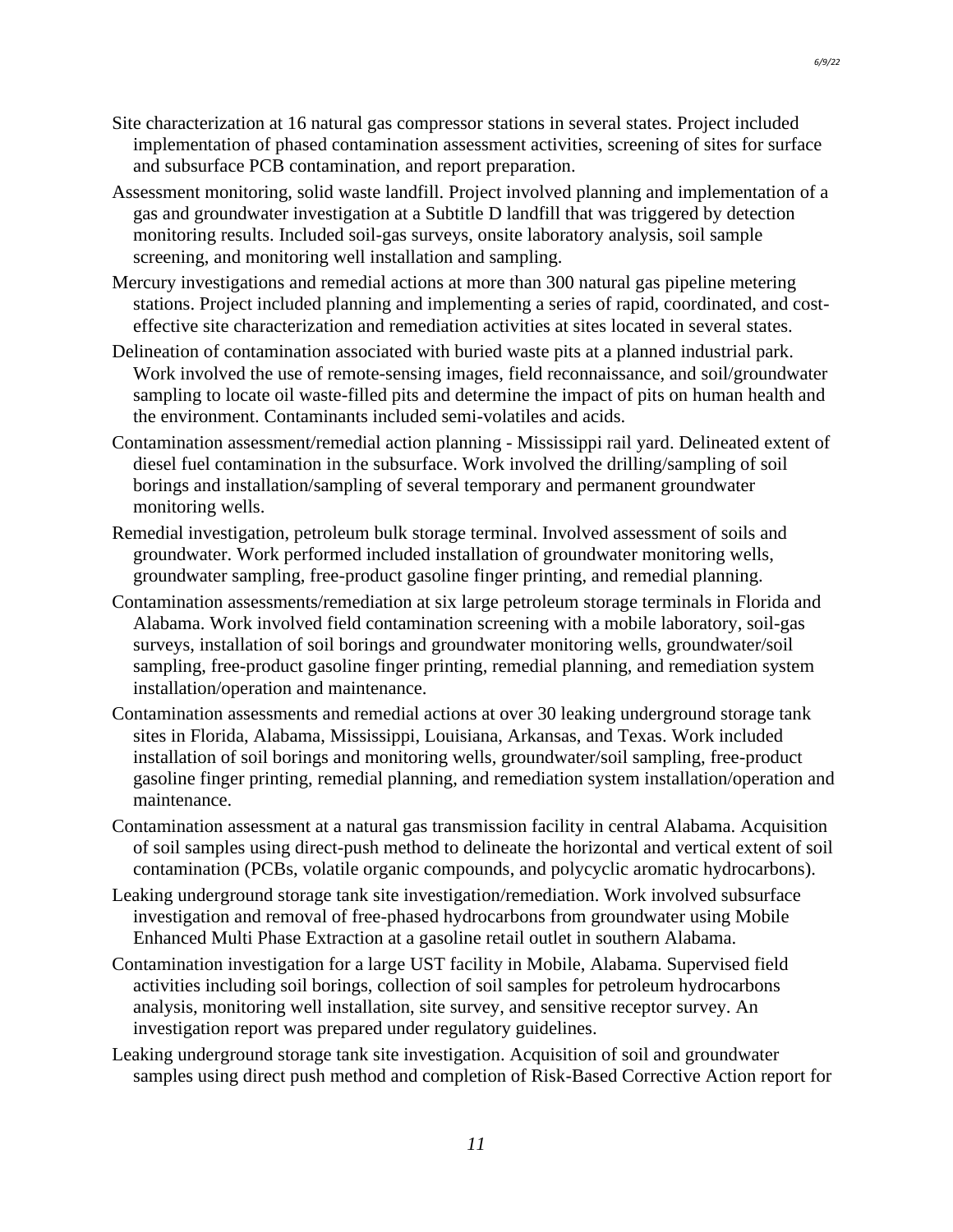Site characterization at 16 natural gas compressor stations in several states. Project included implementation of phased contamination assessment activities, screening of sites for surface and subsurface PCB contamination, and report preparation.

Assessment monitoring, solid waste landfill. Project involved planning and implementation of a gas and groundwater investigation at a Subtitle D landfill that was triggered by detection monitoring results. Included soil-gas surveys, onsite laboratory analysis, soil sample screening, and monitoring well installation and sampling.

Mercury investigations and remedial actions at more than 300 natural gas pipeline metering stations. Project included planning and implementing a series of rapid, coordinated, and cost-effective site characterization and remediation activities at sites located in several states.

Delineation of contamination associated with buried waste pits at a planned industrial park. Work involved the use of remote-sensing images, field reconnaissance, and soil/groundwater sampling to locate oil waste-filled pits and determine the impact of pits on human health and the environment. Contaminants included semi-volatiles and acids.

Contamination assessment/remedial action planning - Mississippi rail yard. Delineated extent of diesel fuel contamination in the subsurface. Work involved the drilling/sampling of soil borings and installation/sampling of several temporary and permanent groundwater monitoring wells.

Remedial investigation, petroleum bulk storage terminal. Involved assessment of soils and groundwater. Work performed included installation of groundwater monitoring wells, groundwater sampling, free-product gasoline finger printing, and remedial planning.

Contamination assessments/remediation at six large petroleum storage terminals in Florida and Alabama. Work involved field contamination screening with a mobile laboratory, soil-gas surveys, installation of soil borings and groundwater monitoring wells, groundwater/soil sampling, free-product gasoline finger printing, remedial planning, and remediation system installation/operation and maintenance.

Contamination assessments and remedial actions at over 30 leaking underground storage tank sites in Florida, Alabama, Mississippi, Louisiana, Arkansas, and Texas. Work included installation of soil borings and monitoring wells, groundwater/soil sampling, free-product gasoline finger printing, remedial planning, and remediation system installation/operation and maintenance.

Contamination assessment at a natural gas transmission facility in central Alabama. Acquisition of soil samples using direct-push method to delineate the horizontal and vertical extent of soil contamination (PCBs, volatile organic compounds, and polycyclic aromatic hydrocarbons).

Leaking underground storage tank site investigation/remediation. Work involved subsurface investigation and removal of free-phased hydrocarbons from groundwater using Mobile Enhanced Multi Phase Extraction at a gasoline retail outlet in southern Alabama.

Contamination investigation for a large UST facility in Mobile, Alabama. Supervised field activities including soil borings, collection of soil samples for petroleum hydrocarbons analysis, monitoring well installation, site survey, and sensitive receptor survey. An investigation report was prepared under regulatory guidelines.

Leaking underground storage tank site investigation. Acquisition of soil and groundwater samples using direct push method and completion of Risk-Based Corrective Action report for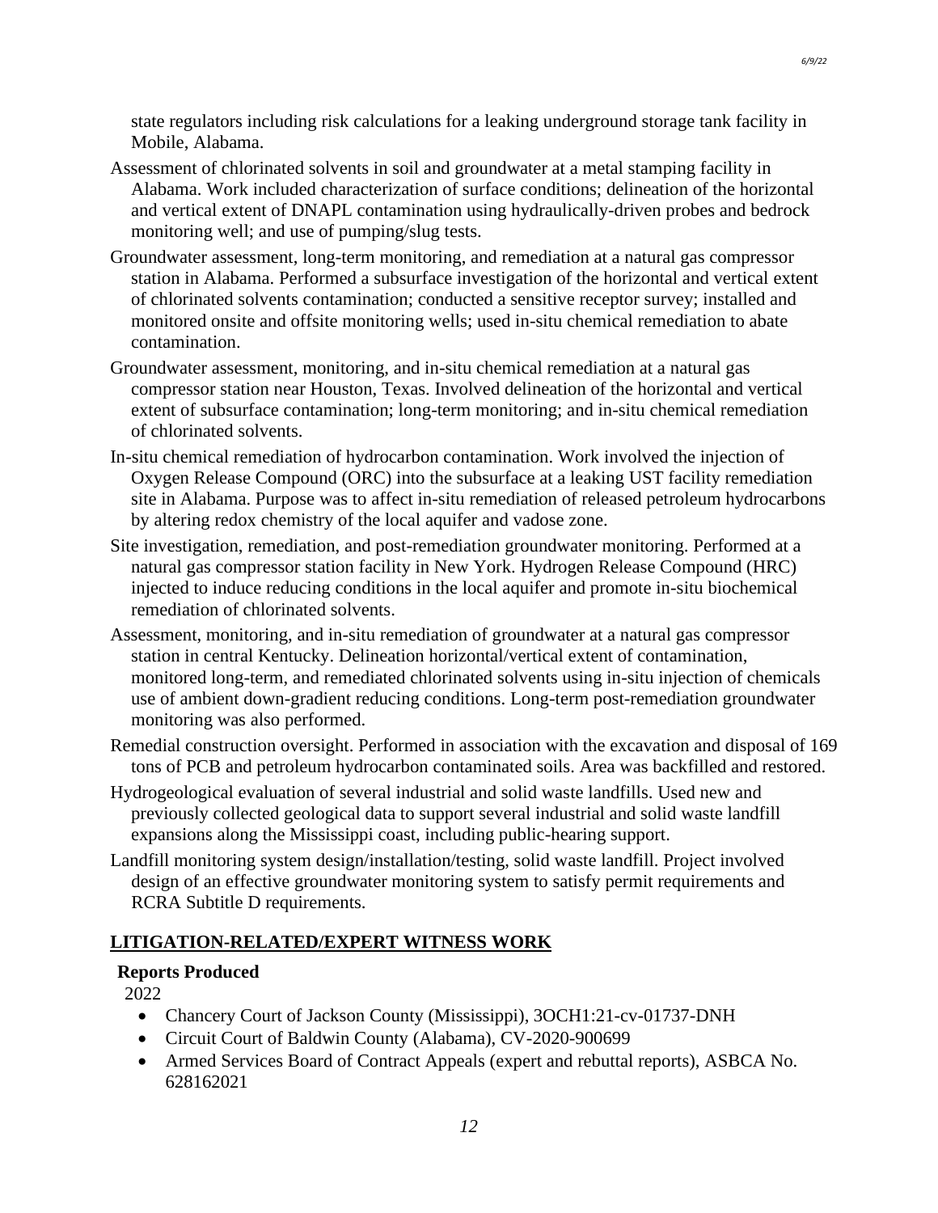state regulators including risk calculations for a leaking underground storage tank facility in Mobile, Alabama.

Assessment of chlorinated solvents in soil and groundwater at a metal stamping facility in Alabama. Work included characterization of surface conditions; delineation of the horizontal and vertical extent of DNAPL contamination using hydraulically-driven probes and bedrock monitoring well; and use of pumping/slug tests.

Groundwater assessment, long-term monitoring, and remediation at a natural gas compressor station in Alabama. Performed a subsurface investigation of the horizontal and vertical extent of chlorinated solvents contamination; conducted a sensitive receptor survey; installed and monitored onsite and offsite monitoring wells; used in-situ chemical remediation to abate contamination.

Groundwater assessment, monitoring, and in-situ chemical remediation at a natural gas compressor station near Houston, Texas. Involved delineation of the horizontal and vertical extent of subsurface contamination; long-term monitoring; and in-situ chemical remediation of chlorinated solvents.

In-situ chemical remediation of hydrocarbon contamination. Work involved the injection of Oxygen Release Compound (ORC) into the subsurface at a leaking UST facility remediation site in Alabama. Purpose was to affect in-situ remediation of released petroleum hydrocarbons by altering redox chemistry of the local aquifer and vadose zone.

Site investigation, remediation, and post-remediation groundwater monitoring. Performed at a natural gas compressor station facility in New York. Hydrogen Release Compound (HRC) injected to induce reducing conditions in the local aquifer and promote in-situ biochemical remediation of chlorinated solvents.

Assessment, monitoring, and in-situ remediation of groundwater at a natural gas compressor station in central Kentucky. Delineation horizontal/vertical extent of contamination, monitored long-term, and remediated chlorinated solvents using in-situ injection of chemicals use of ambient down-gradient reducing conditions. Long-term post-remediation groundwater monitoring was also performed.

Remedial construction oversight. Performed in association with the excavation and disposal of 169 tons of PCB and petroleum hydrocarbon contaminated soils. Area was backfilled and restored.

Hydrogeological evaluation of several industrial and solid waste landfills. Used new and previously collected geological data to support several industrial and solid waste landfill expansions along the Mississippi coast, including public-hearing support.

Landfill monitoring system design/installation/testing, solid waste landfill. Project involved design of an effective groundwater monitoring system to satisfy permit requirements and RCRA Subtitle D requirements.

## LITIGATION-RELATED/EXPERT WITNESS WORK

### Reports Produced

2022

- Chancery Court of Jackson County (Mississippi), 3OCH1:21-cv-01737-DNH
- Circuit Court of Baldwin County (Alabama), CV-2020-900699
- Armed Services Board of Contract Appeals (expert and rebuttal reports), ASBCA No. 628162021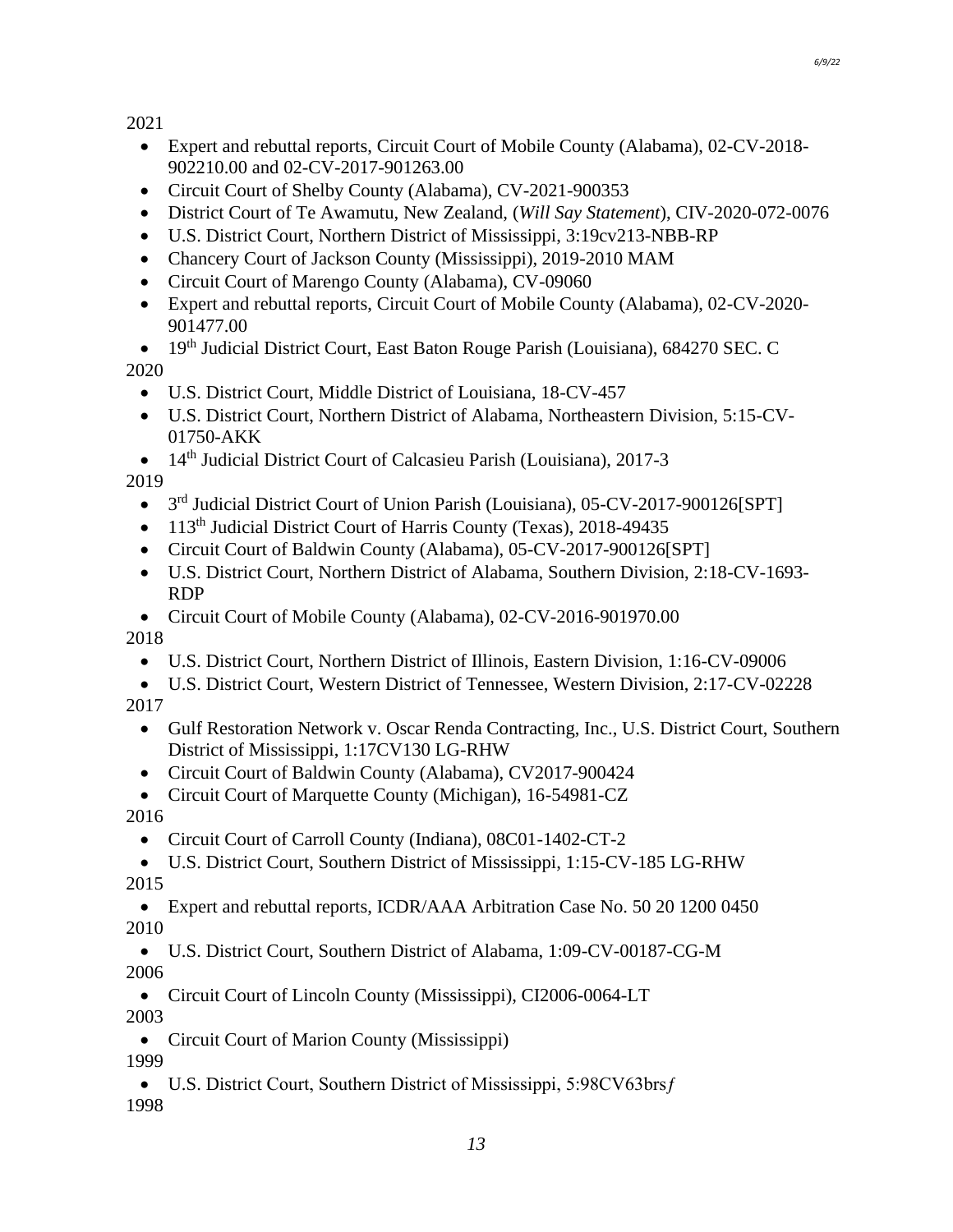2021

- Expert and rebuttal reports, Circuit Court of Mobile County (Alabama), 02-CV-2018-902210.00 and 02-CV-2017-901263.00
- Circuit Court of Shelby County (Alabama), CV-2021-900353
- District Court of Te Awamutu, New Zealand, (*Will Say Statement*), CIV-2020-072-0076
- U.S. District Court, Northern District of Mississippi, 3:19cv213-NBB-RP
- Chancery Court of Jackson County (Mississippi), 2019-2010 MAM
- Circuit Court of Marengo County (Alabama), CV-09060
- Expert and rebuttal reports, Circuit Court of Mobile County (Alabama), 02-CV-2020-901477.00
- 19th Judicial District Court, East Baton Rouge Parish (Louisiana), 684270 SEC. C

2020

- U.S. District Court, Middle District of Louisiana, 18-CV-457
- U.S. District Court, Northern District of Alabama, Northeastern Division, 5:15-CV-01750-AKK
- 14th Judicial District Court of Calcasieu Parish (Louisiana), 2017-3

2019

- 3rd Judicial District Court of Union Parish (Louisiana), 05-CV-2017-900126[SPT]
- 113th Judicial District Court of Harris County (Texas), 2018-49435
- Circuit Court of Baldwin County (Alabama), 05-CV-2017-900126[SPT]
- U.S. District Court, Northern District of Alabama, Southern Division, 2:18-CV-1693-RDP
- Circuit Court of Mobile County (Alabama), 02-CV-2016-901970.00

2018

- U.S. District Court, Northern District of Illinois, Eastern Division, 1:16-CV-09006
- U.S. District Court, Western District of Tennessee, Western Division, 2:17-CV-02228

2017

- Gulf Restoration Network v. Oscar Renda Contracting, Inc., U.S. District Court, Southern District of Mississippi, 1:17CV130 LG-RHW
- Circuit Court of Baldwin County (Alabama), CV2017-900424
- Circuit Court of Marquette County (Michigan), 16-54981-CZ

2016

- Circuit Court of Carroll County (Indiana), 08C01-1402-CT-2
- U.S. District Court, Southern District of Mississippi, 1:15-CV-185 LG-RHW

2015

- Expert and rebuttal reports, ICDR/AAA Arbitration Case No. 50 20 1200 0450

2010

- U.S. District Court, Southern District of Alabama, 1:09-CV-00187-CG-M

2006

- Circuit Court of Lincoln County (Mississippi), CI2006-0064-LT

2003

- Circuit Court of Marion County (Mississippi)

1999

- U.S. District Court, Southern District of Mississippi, 5:98CV63brs*f*

1998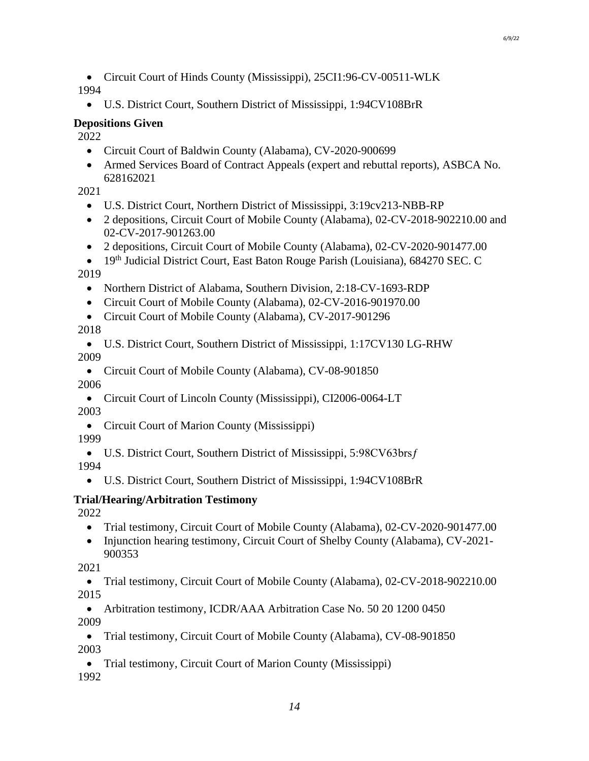- Circuit Court of Hinds County (Mississippi), 25CI1:96-CV-00511-WLK

1994

- U.S. District Court, Southern District of Mississippi, 1:94CV108BrR

**Depositions Given**

2022

- Circuit Court of Baldwin County (Alabama), CV-2020-900699
- Armed Services Board of Contract Appeals (expert and rebuttal reports), ASBCA No. 628162021

2021

- U.S. District Court, Northern District of Mississippi, 3:19cv213-NBB-RP
- 2 depositions, Circuit Court of Mobile County (Alabama), 02-CV-2018-902210.00 and 02-CV-2017-901263.00
- 2 depositions, Circuit Court of Mobile County (Alabama), 02-CV-2020-901477.00
- 19th Judicial District Court, East Baton Rouge Parish (Louisiana), 684270 SEC. C

2019

- Northern District of Alabama, Southern Division, 2:18-CV-1693-RDP
- Circuit Court of Mobile County (Alabama), 02-CV-2016-901970.00
- Circuit Court of Mobile County (Alabama), CV-2017-901296

2018

- U.S. District Court, Southern District of Mississippi, 1:17CV130 LG-RHW

2009

- Circuit Court of Mobile County (Alabama), CV-08-901850

2006

- Circuit Court of Lincoln County (Mississippi), CI2006-0064-LT

2003

- Circuit Court of Marion County (Mississippi)

1999

- U.S. District Court, Southern District of Mississippi, 5:98CV63brs*f*

1994

- U.S. District Court, Southern District of Mississippi, 1:94CV108BrR

**Trial/Hearing/Arbitration Testimony**

2022

- Trial testimony, Circuit Court of Mobile County (Alabama), 02-CV-2020-901477.00
- Injunction hearing testimony, Circuit Court of Shelby County (Alabama), CV-2021-900353

2021

- Trial testimony, Circuit Court of Mobile County (Alabama), 02-CV-2018-902210.00

2015

- Arbitration testimony, ICDR/AAA Arbitration Case No. 50 20 1200 0450

2009

- Trial testimony, Circuit Court of Mobile County (Alabama), CV-08-901850

2003

- Trial testimony, Circuit Court of Marion County (Mississippi)

1992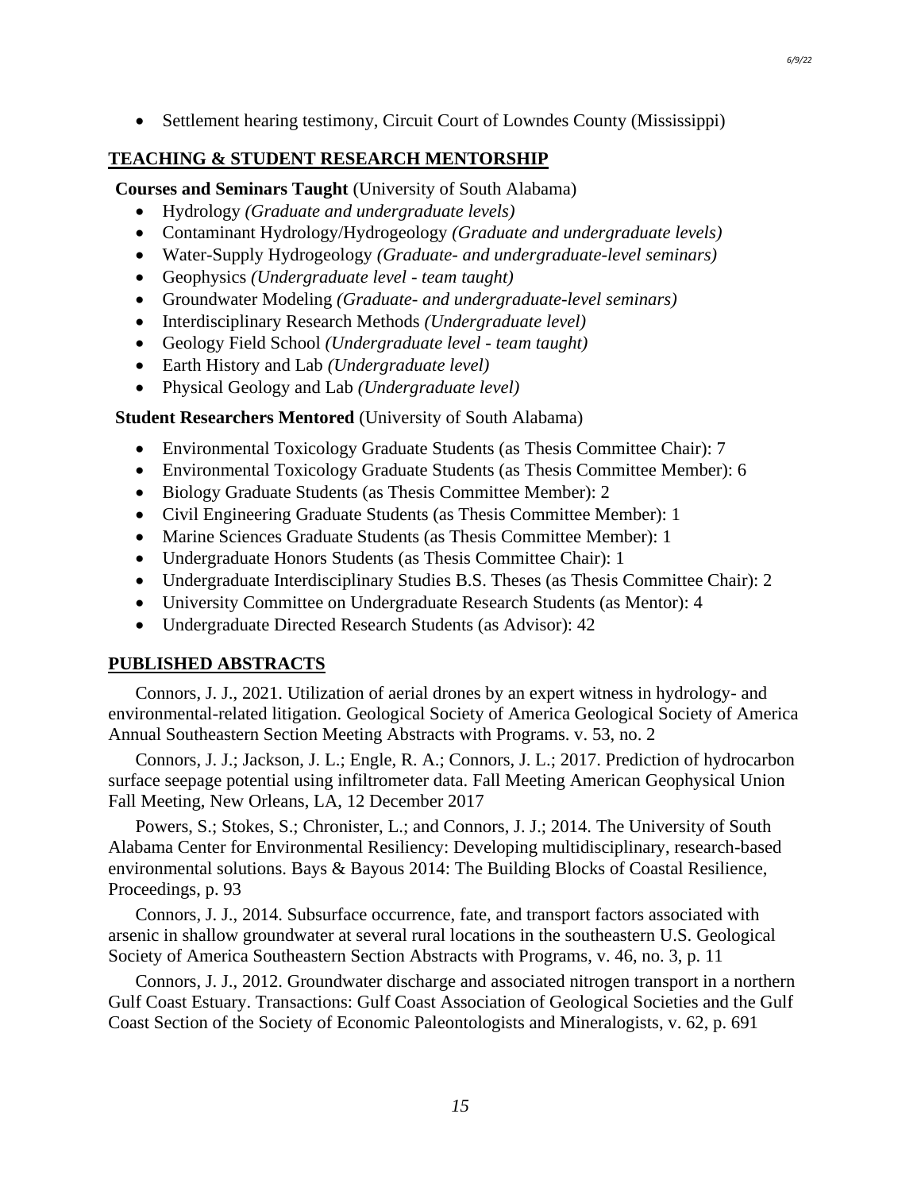- Settlement hearing testimony, Circuit Court of Lowndes County (Mississippi)

## TEACHING & STUDENT RESEARCH MENTORSHIP

**Courses and Seminars Taught** (University of South Alabama)

- Hydrology *(Graduate and undergraduate levels)*
- Contaminant Hydrology/Hydrogeology *(Graduate and undergraduate levels)*
- Water-Supply Hydrogeology *(Graduate- and undergraduate-level seminars)*
- Geophysics *(Undergraduate level - team taught)*
- Groundwater Modeling *(Graduate- and undergraduate-level seminars)*
- Interdisciplinary Research Methods *(Undergraduate level)*
- Geology Field School *(Undergraduate level - team taught)*
- Earth History and Lab *(Undergraduate level)*
- Physical Geology and Lab *(Undergraduate level)*

**Student Researchers Mentored** (University of South Alabama)

- Environmental Toxicology Graduate Students (as Thesis Committee Chair): 7
- Environmental Toxicology Graduate Students (as Thesis Committee Member): 6
- Biology Graduate Students (as Thesis Committee Member): 2
- Civil Engineering Graduate Students (as Thesis Committee Member): 1
- Marine Sciences Graduate Students (as Thesis Committee Member): 1
- Undergraduate Honors Students (as Thesis Committee Chair): 1
- Undergraduate Interdisciplinary Studies B.S. Theses (as Thesis Committee Chair): 2
- University Committee on Undergraduate Research Students (as Mentor): 4
- Undergraduate Directed Research Students (as Advisor): 42

## PUBLISHED ABSTRACTS

Connors, J. J., 2021. Utilization of aerial drones by an expert witness in hydrology- and environmental-related litigation. Geological Society of America Geological Society of America Annual Southeastern Section Meeting Abstracts with Programs. v. 53, no. 2

Connors, J. J.; Jackson, J. L.; Engle, R. A.; Connors, J. L.; 2017. Prediction of hydrocarbon surface seepage potential using infiltrometer data. Fall Meeting American Geophysical Union Fall Meeting, New Orleans, LA, 12 December 2017

Powers, S.; Stokes, S.; Chronister, L.; and Connors, J. J.; 2014. The University of South Alabama Center for Environmental Resiliency: Developing multidisciplinary, research-based environmental solutions. Bays & Bayous 2014: The Building Blocks of Coastal Resilience, Proceedings, p. 93

Connors, J. J., 2014. Subsurface occurrence, fate, and transport factors associated with arsenic in shallow groundwater at several rural locations in the southeastern U.S. Geological Society of America Southeastern Section Abstracts with Programs, v. 46, no. 3, p. 11

Connors, J. J., 2012. Groundwater discharge and associated nitrogen transport in a northern Gulf Coast Estuary. Transactions: Gulf Coast Association of Geological Societies and the Gulf Coast Section of the Society of Economic Paleontologists and Mineralogists, v. 62, p. 691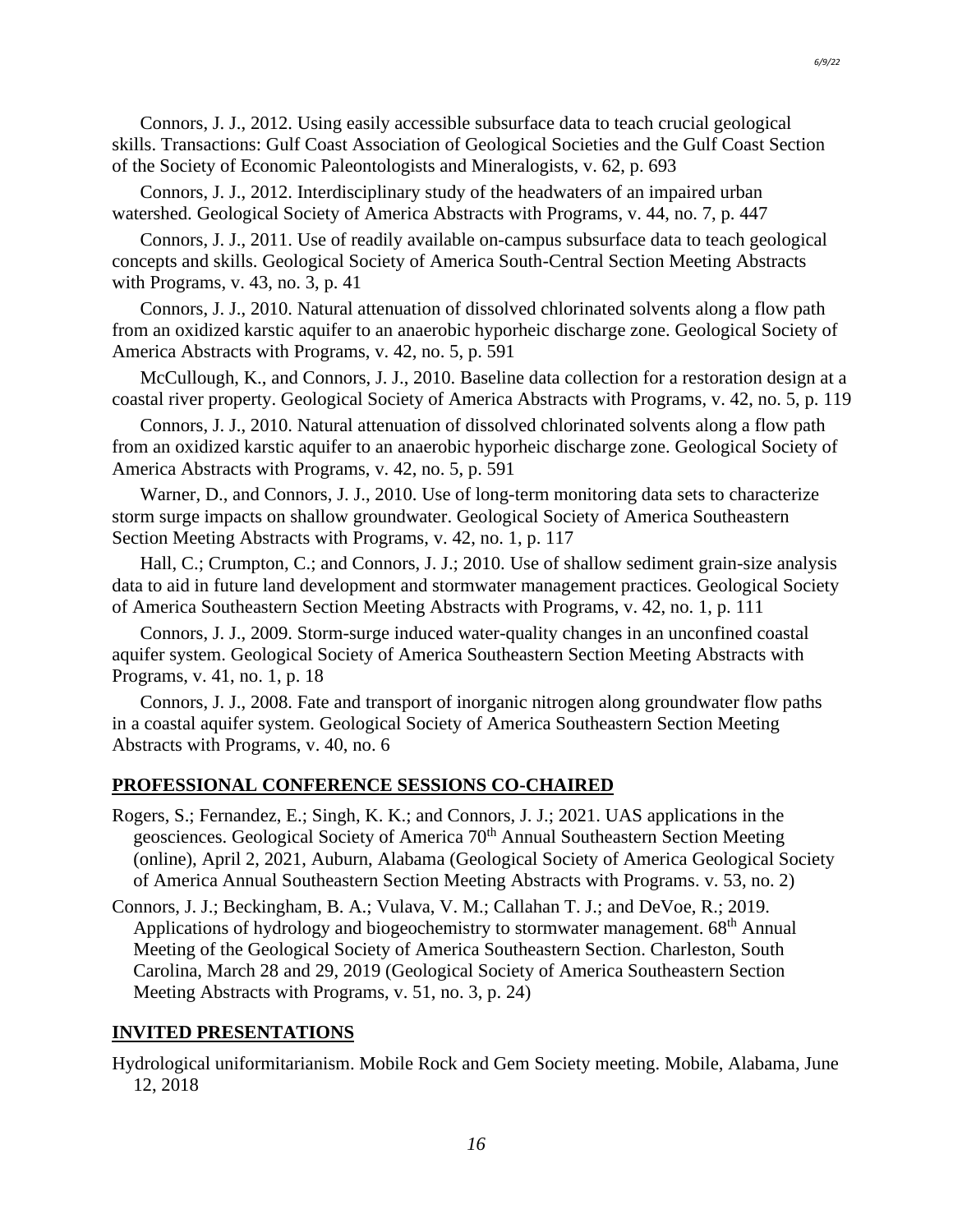Connors, J. J., 2012. Using easily accessible subsurface data to teach crucial geological skills. Transactions: Gulf Coast Association of Geological Societies and the Gulf Coast Section of the Society of Economic Paleontologists and Mineralogists, v. 62, p. 693

Connors, J. J., 2012. Interdisciplinary study of the headwaters of an impaired urban watershed. Geological Society of America Abstracts with Programs, v. 44, no. 7, p. 447

Connors, J. J., 2011. Use of readily available on-campus subsurface data to teach geological concepts and skills. Geological Society of America South-Central Section Meeting Abstracts with Programs, v. 43, no. 3, p. 41

Connors, J. J., 2010. Natural attenuation of dissolved chlorinated solvents along a flow path from an oxidized karstic aquifer to an anaerobic hyporheic discharge zone. Geological Society of America Abstracts with Programs, v. 42, no. 5, p. 591

McCullough, K., and Connors, J. J., 2010. Baseline data collection for a restoration design at a coastal river property. Geological Society of America Abstracts with Programs, v. 42, no. 5, p. 119

Connors, J. J., 2010. Natural attenuation of dissolved chlorinated solvents along a flow path from an oxidized karstic aquifer to an anaerobic hyporheic discharge zone. Geological Society of America Abstracts with Programs, v. 42, no. 5, p. 591

Warner, D., and Connors, J. J., 2010. Use of long-term monitoring data sets to characterize storm surge impacts on shallow groundwater. Geological Society of America Southeastern Section Meeting Abstracts with Programs, v. 42, no. 1, p. 117

Hall, C.; Crumpton, C.; and Connors, J. J.; 2010. Use of shallow sediment grain-size analysis data to aid in future land development and stormwater management practices. Geological Society of America Southeastern Section Meeting Abstracts with Programs, v. 42, no. 1, p. 111

Connors, J. J., 2009. Storm-surge induced water-quality changes in an unconfined coastal aquifer system. Geological Society of America Southeastern Section Meeting Abstracts with Programs, v. 41, no. 1, p. 18

Connors, J. J., 2008. Fate and transport of inorganic nitrogen along groundwater flow paths in a coastal aquifer system. Geological Society of America Southeastern Section Meeting Abstracts with Programs, v. 40, no. 6

## PROFESSIONAL CONFERENCE SESSIONS CO-CHAIRED

Rogers, S.; Fernandez, E.; Singh, K. K.; and Connors, J. J.; 2021. UAS applications in the geosciences. Geological Society of America 70th Annual Southeastern Section Meeting (online), April 2, 2021, Auburn, Alabama (Geological Society of America Geological Society of America Annual Southeastern Section Meeting Abstracts with Programs. v. 53, no. 2)

Connors, J. J.; Beckingham, B. A.; Vulava, V. M.; Callahan T. J.; and DeVoe, R.; 2019. Applications of hydrology and biogeochemistry to stormwater management. 68th Annual Meeting of the Geological Society of America Southeastern Section. Charleston, South Carolina, March 28 and 29, 2019 (Geological Society of America Southeastern Section Meeting Abstracts with Programs, v. 51, no. 3, p. 24)

## INVITED PRESENTATIONS

Hydrological uniformitarianism. Mobile Rock and Gem Society meeting. Mobile, Alabama, June 12, 2018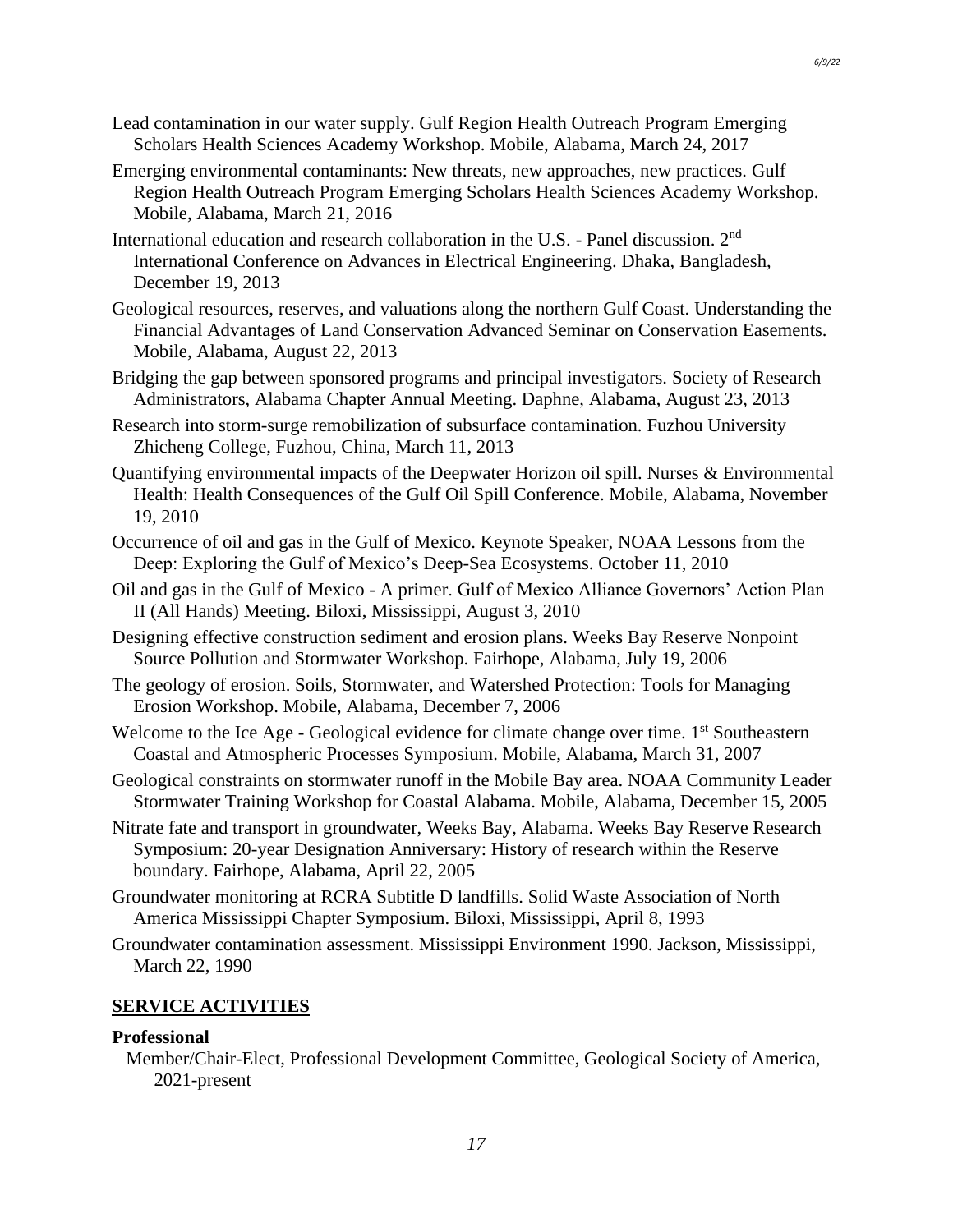Lead contamination in our water supply. Gulf Region Health Outreach Program Emerging Scholars Health Sciences Academy Workshop. Mobile, Alabama, March 24, 2017

Emerging environmental contaminants: New threats, new approaches, new practices. Gulf Region Health Outreach Program Emerging Scholars Health Sciences Academy Workshop. Mobile, Alabama, March 21, 2016

International education and research collaboration in the U.S. - Panel discussion. 2nd International Conference on Advances in Electrical Engineering. Dhaka, Bangladesh, December 19, 2013

Geological resources, reserves, and valuations along the northern Gulf Coast. Understanding the Financial Advantages of Land Conservation Advanced Seminar on Conservation Easements. Mobile, Alabama, August 22, 2013

Bridging the gap between sponsored programs and principal investigators. Society of Research Administrators, Alabama Chapter Annual Meeting. Daphne, Alabama, August 23, 2013

Research into storm-surge remobilization of subsurface contamination. Fuzhou University Zhicheng College, Fuzhou, China, March 11, 2013

Quantifying environmental impacts of the Deepwater Horizon oil spill. Nurses & Environmental Health: Health Consequences of the Gulf Oil Spill Conference. Mobile, Alabama, November 19, 2010

Occurrence of oil and gas in the Gulf of Mexico. Keynote Speaker, NOAA Lessons from the Deep: Exploring the Gulf of Mexico's Deep-Sea Ecosystems. October 11, 2010

Oil and gas in the Gulf of Mexico - A primer. Gulf of Mexico Alliance Governors' Action Plan II (All Hands) Meeting. Biloxi, Mississippi, August 3, 2010

Designing effective construction sediment and erosion plans. Weeks Bay Reserve Nonpoint Source Pollution and Stormwater Workshop. Fairhope, Alabama, July 19, 2006

The geology of erosion. Soils, Stormwater, and Watershed Protection: Tools for Managing Erosion Workshop. Mobile, Alabama, December 7, 2006

Welcome to the Ice Age - Geological evidence for climate change over time. 1st Southeastern Coastal and Atmospheric Processes Symposium. Mobile, Alabama, March 31, 2007

Geological constraints on stormwater runoff in the Mobile Bay area. NOAA Community Leader Stormwater Training Workshop for Coastal Alabama. Mobile, Alabama, December 15, 2005

Nitrate fate and transport in groundwater, Weeks Bay, Alabama. Weeks Bay Reserve Research Symposium: 20-year Designation Anniversary: History of research within the Reserve boundary. Fairhope, Alabama, April 22, 2005

Groundwater monitoring at RCRA Subtitle D landfills. Solid Waste Association of North America Mississippi Chapter Symposium. Biloxi, Mississippi, April 8, 1993

Groundwater contamination assessment. Mississippi Environment 1990. Jackson, Mississippi, March 22, 1990

## SERVICE ACTIVITIES

### Professional

Member/Chair-Elect, Professional Development Committee, Geological Society of America, 2021-present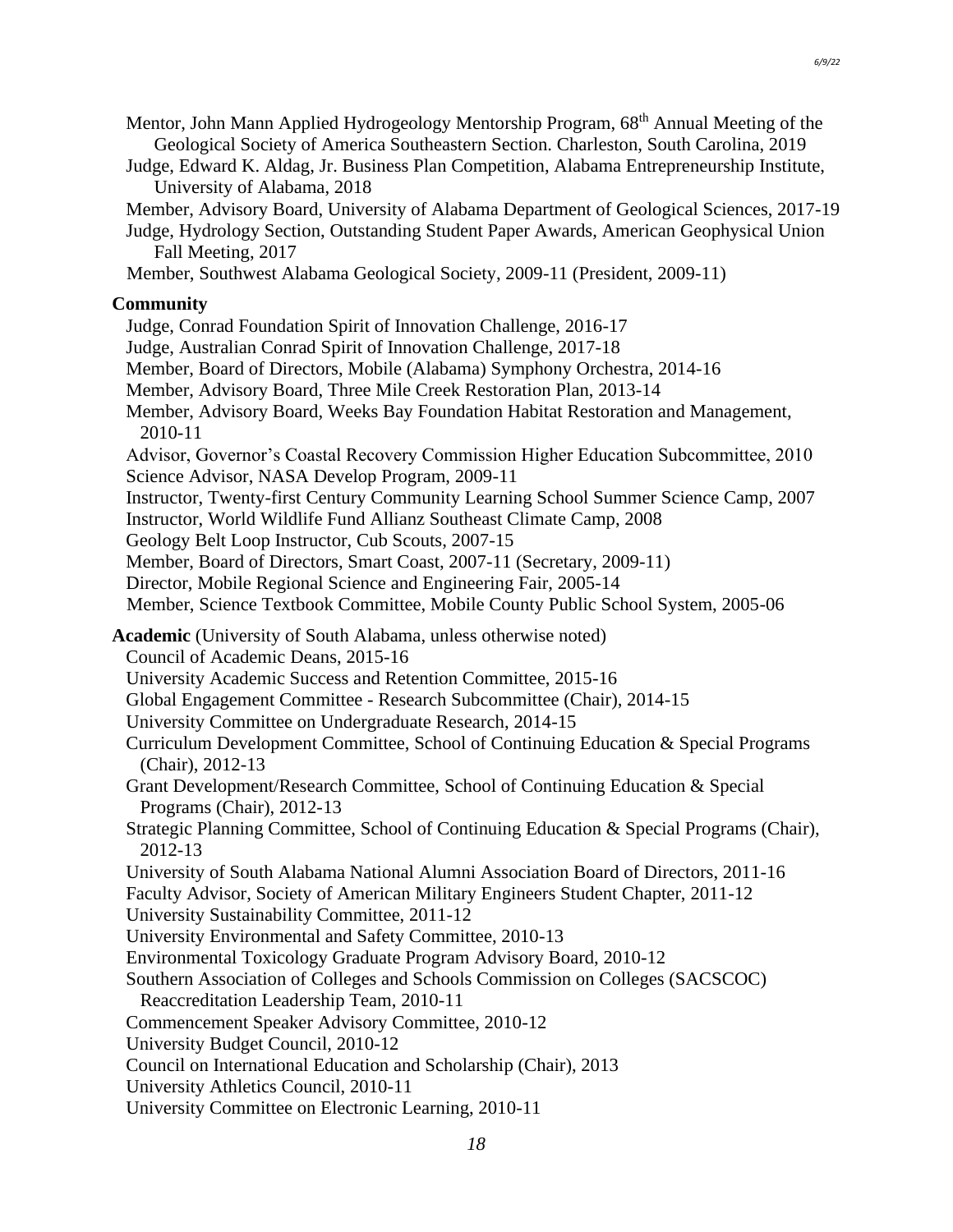Mentor, John Mann Applied Hydrogeology Mentorship Program, 68th Annual Meeting of the Geological Society of America Southeastern Section. Charleston, South Carolina, 2019

Judge, Edward K. Aldag, Jr. Business Plan Competition, Alabama Entrepreneurship Institute, University of Alabama, 2018

Member, Advisory Board, University of Alabama Department of Geological Sciences, 2017-19

Judge, Hydrology Section, Outstanding Student Paper Awards, American Geophysical Union Fall Meeting, 2017

Member, Southwest Alabama Geological Society, 2009-11 (President, 2009-11)

**Community**

Judge, Conrad Foundation Spirit of Innovation Challenge, 2016-17

Judge, Australian Conrad Spirit of Innovation Challenge, 2017-18

Member, Board of Directors, Mobile (Alabama) Symphony Orchestra, 2014-16

Member, Advisory Board, Three Mile Creek Restoration Plan, 2013-14

Member, Advisory Board, Weeks Bay Foundation Habitat Restoration and Management, 2010-11

Advisor, Governor's Coastal Recovery Commission Higher Education Subcommittee, 2010

Science Advisor, NASA Develop Program, 2009-11

Instructor, Twenty-first Century Community Learning School Summer Science Camp, 2007

Instructor, World Wildlife Fund Allianz Southeast Climate Camp, 2008

Geology Belt Loop Instructor, Cub Scouts, 2007-15

Member, Board of Directors, Smart Coast, 2007-11 (Secretary, 2009-11)

Director, Mobile Regional Science and Engineering Fair, 2005-14

Member, Science Textbook Committee, Mobile County Public School System, 2005-06

**Academic** (University of South Alabama, unless otherwise noted)

Council of Academic Deans, 2015-16

University Academic Success and Retention Committee, 2015-16

Global Engagement Committee - Research Subcommittee (Chair), 2014-15

University Committee on Undergraduate Research, 2014-15

Curriculum Development Committee, School of Continuing Education & Special Programs (Chair), 2012-13

Grant Development/Research Committee, School of Continuing Education & Special Programs (Chair), 2012-13

Strategic Planning Committee, School of Continuing Education & Special Programs (Chair), 2012-13

University of South Alabama National Alumni Association Board of Directors, 2011-16

Faculty Advisor, Society of American Military Engineers Student Chapter, 2011-12

University Sustainability Committee, 2011-12

University Environmental and Safety Committee, 2010-13

Environmental Toxicology Graduate Program Advisory Board, 2010-12

Southern Association of Colleges and Schools Commission on Colleges (SACSCOC) Reaccreditation Leadership Team, 2010-11

Commencement Speaker Advisory Committee, 2010-12

University Budget Council, 2010-12

Council on International Education and Scholarship (Chair), 2013

University Athletics Council, 2010-11

University Committee on Electronic Learning, 2010-11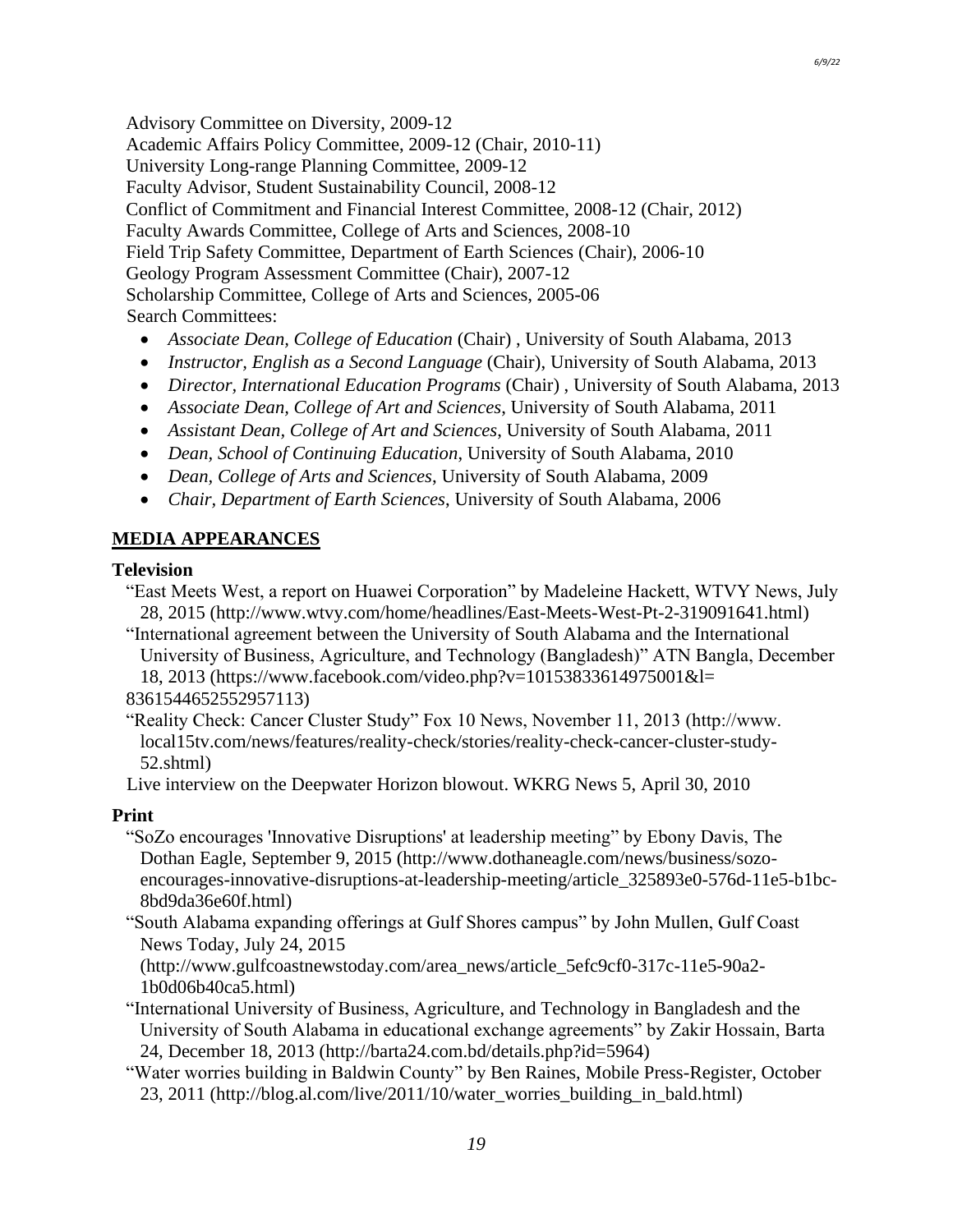Advisory Committee on Diversity, 2009-12
Academic Affairs Policy Committee, 2009-12 (Chair, 2010-11)
University Long-range Planning Committee, 2009-12
Faculty Advisor, Student Sustainability Council, 2008-12
Conflict of Commitment and Financial Interest Committee, 2008-12 (Chair, 2012)
Faculty Awards Committee, College of Arts and Sciences, 2008-10
Field Trip Safety Committee, Department of Earth Sciences (Chair), 2006-10
Geology Program Assessment Committee (Chair), 2007-12
Scholarship Committee, College of Arts and Sciences, 2005-06
Search Committees:

- *Associate Dean, College of Education* (Chair) , University of South Alabama, 2013
- *Instructor, English as a Second Language* (Chair), University of South Alabama, 2013
- *Director, International Education Programs* (Chair) , University of South Alabama, 2013
- *Associate Dean, College of Art and Sciences*, University of South Alabama, 2011
- *Assistant Dean, College of Art and Sciences*, University of South Alabama, 2011
- *Dean, School of Continuing Education*, University of South Alabama, 2010
- *Dean, College of Arts and Sciences*, University of South Alabama, 2009
- *Chair, Department of Earth Sciences*, University of South Alabama, 2006

## MEDIA APPEARANCES

### Television

"East Meets West, a report on Huawei Corporation" by Madeleine Hackett, WTVY News, July 28, 2015 (http://www.wtvy.com/home/headlines/East-Meets-West-Pt-2-319091641.html)

"International agreement between the University of South Alabama and the International University of Business, Agriculture, and Technology (Bangladesh)" ATN Bangla, December 18, 2013 (https://www.facebook.com/video.php?v=10153833614975001&l= 8361544652552957113)

"Reality Check: Cancer Cluster Study" Fox 10 News, November 11, 2013 (http://www. local15tv.com/news/features/reality-check/stories/reality-check-cancer-cluster-study-52.shtml)

Live interview on the Deepwater Horizon blowout. WKRG News 5, April 30, 2010

### Print

"SoZo encourages 'Innovative Disruptions' at leadership meeting" by Ebony Davis, The Dothan Eagle, September 9, 2015 (http://www.dothaneagle.com/news/business/sozo-encourages-innovative-disruptions-at-leadership-meeting/article_325893e0-576d-11e5-b1bc-8bd9da36e60f.html)

"South Alabama expanding offerings at Gulf Shores campus" by John Mullen, Gulf Coast News Today, July 24, 2015 (http://www.gulfcoastnewstoday.com/area_news/article_5efc9cf0-317c-11e5-90a2-1b0d06b40ca5.html)

"International University of Business, Agriculture, and Technology in Bangladesh and the University of South Alabama in educational exchange agreements" by Zakir Hossain, Barta 24, December 18, 2013 (http://barta24.com.bd/details.php?id=5964)

"Water worries building in Baldwin County" by Ben Raines, Mobile Press-Register, October 23, 2011 (http://blog.al.com/live/2011/10/water_worries_building_in_bald.html)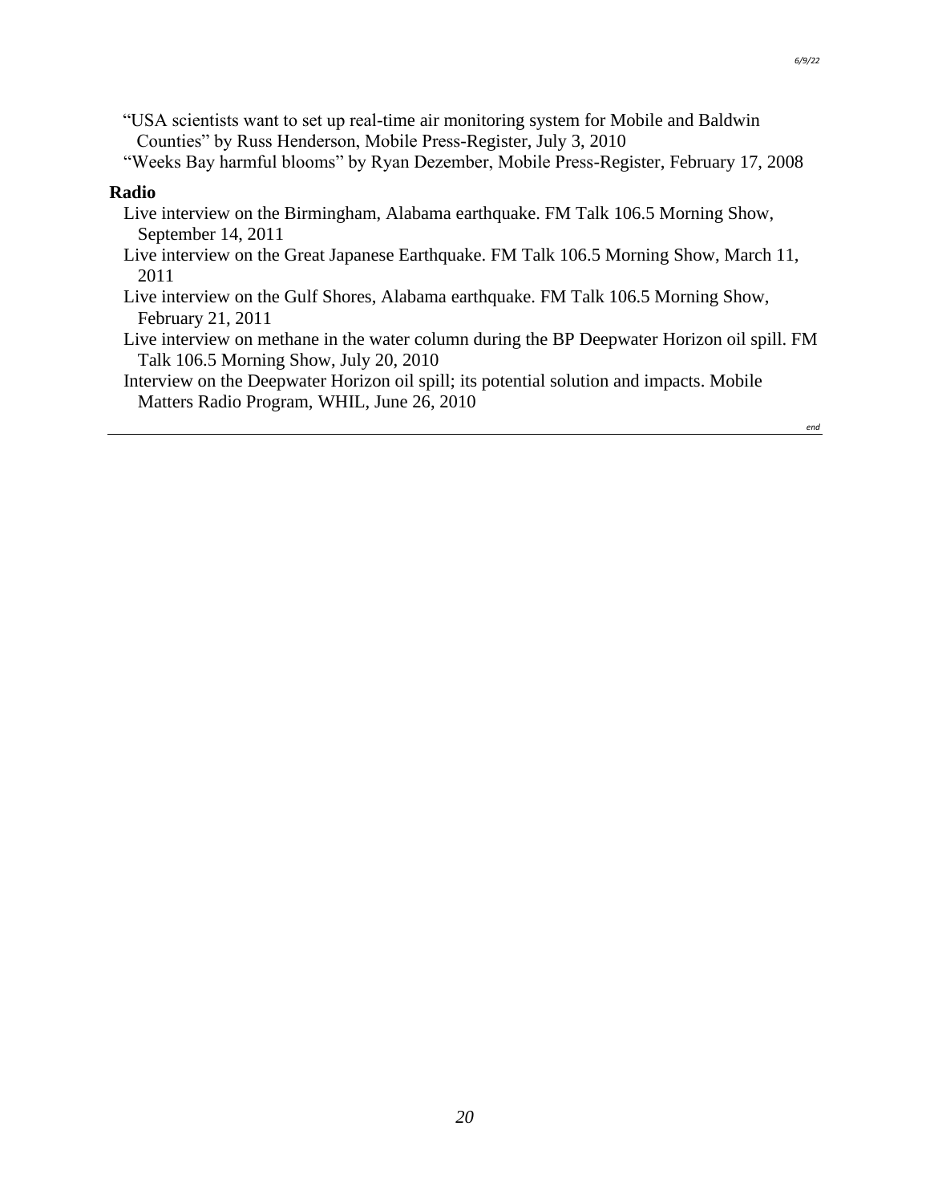"USA scientists want to set up real-time air monitoring system for Mobile and Baldwin Counties" by Russ Henderson, Mobile Press-Register, July 3, 2010

"Weeks Bay harmful blooms" by Ryan Dezember, Mobile Press-Register, February 17, 2008

**Radio**

Live interview on the Birmingham, Alabama earthquake. FM Talk 106.5 Morning Show, September 14, 2011

Live interview on the Great Japanese Earthquake. FM Talk 106.5 Morning Show, March 11, 2011

Live interview on the Gulf Shores, Alabama earthquake. FM Talk 106.5 Morning Show, February 21, 2011

Live interview on methane in the water column during the BP Deepwater Horizon oil spill. FM Talk 106.5 Morning Show, July 20, 2010

Interview on the Deepwater Horizon oil spill; its potential solution and impacts. Mobile Matters Radio Program, WHIL, June 26, 2010

*end*